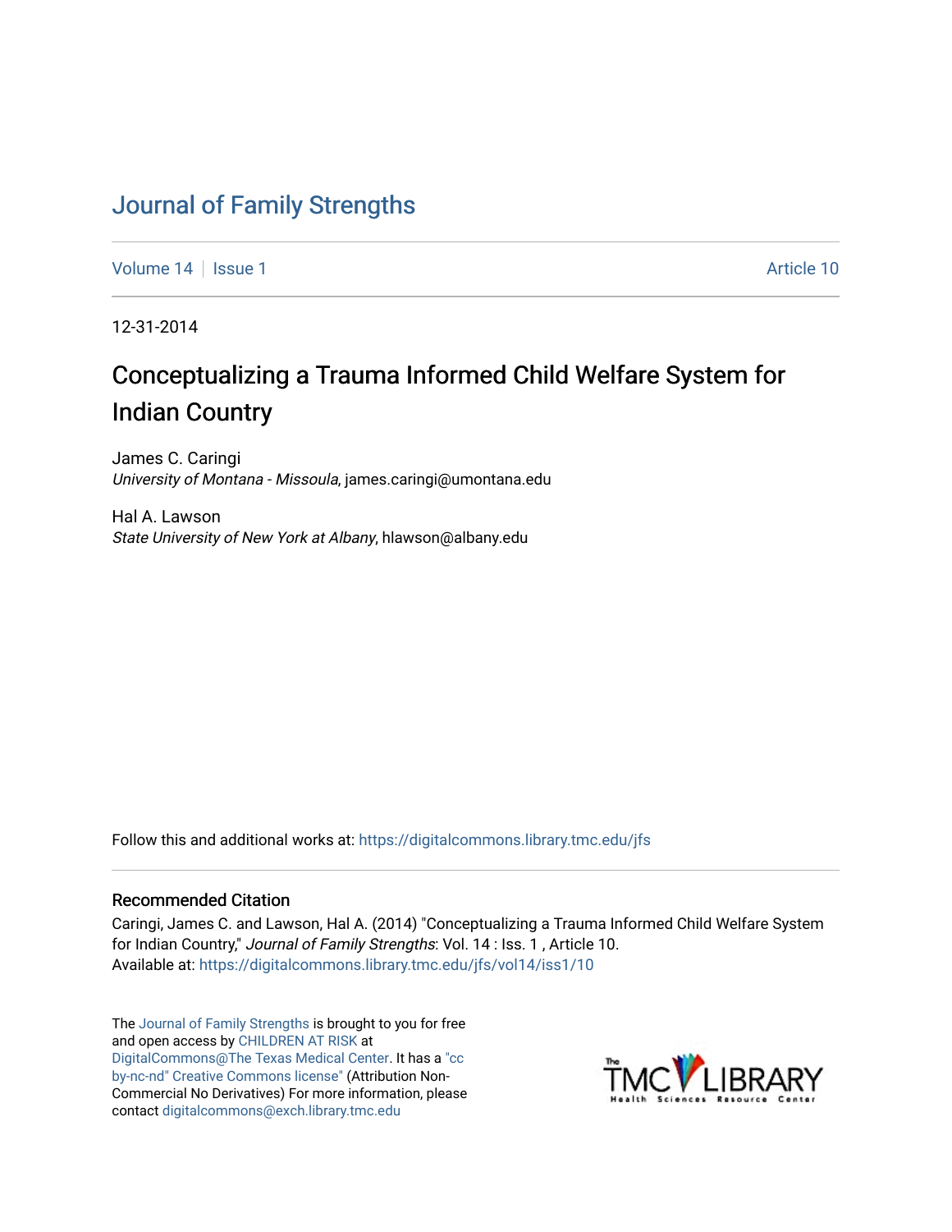# Journal of Family Strengths

Volume 14 | Issue 1 Article 10

12-31-2014

## Conceptualizing a Trauma Informed Child Welfare System for Indian Country

James C. Caringi
*University of Montana - Missoula*, james.caringi@umontana.edu

Hal A. Lawson
*State University of New York at Albany*, hlawson@albany.edu

Follow this and additional works at: https://digitalcommons.library.tmc.edu/jfs

### Recommended Citation

Caringi, James C. and Lawson, Hal A. (2014) "Conceptualizing a Trauma Informed Child Welfare System for Indian Country," *Journal of Family Strengths*: Vol. 14 : Iss. 1 , Article 10.
Available at: https://digitalcommons.library.tmc.edu/jfs/vol14/iss1/10

The Journal of Family Strengths is brought to you for free and open access by CHILDREN AT RISK at DigitalCommons@The Texas Medical Center. It has a "cc by-nc-nd" Creative Commons license" (Attribution Non-Commercial No Derivatives) For more information, please contact digitalcommons@exch.library.tmc.edu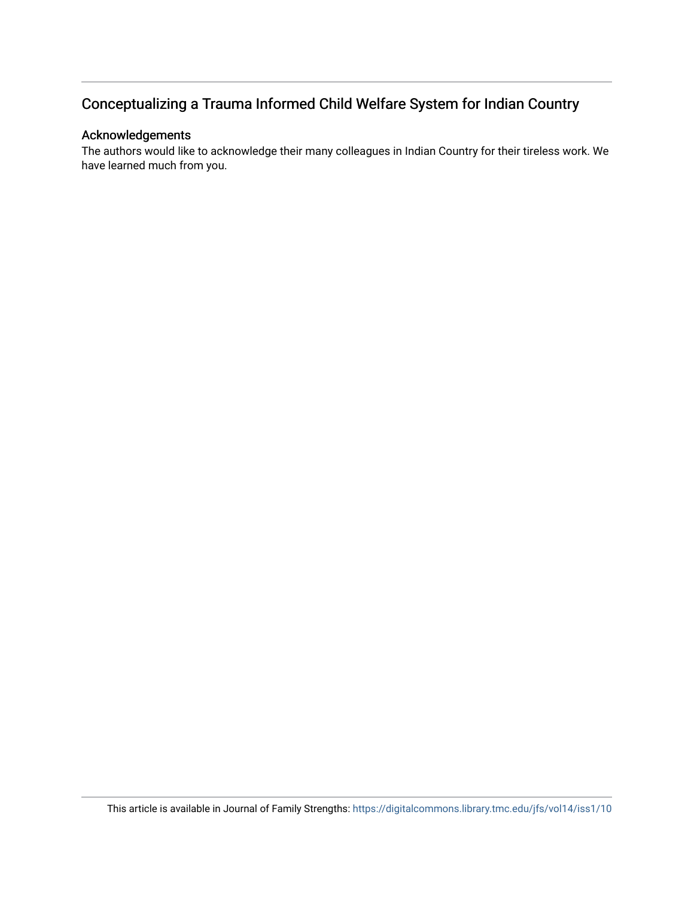# Conceptualizing a Trauma Informed Child Welfare System for Indian Country

## Acknowledgements

The authors would like to acknowledge their many colleagues in Indian Country for their tireless work. We have learned much from you.

This article is available in Journal of Family Strengths: https://digitalcommons.library.tmc.edu/jfs/vol14/iss1/10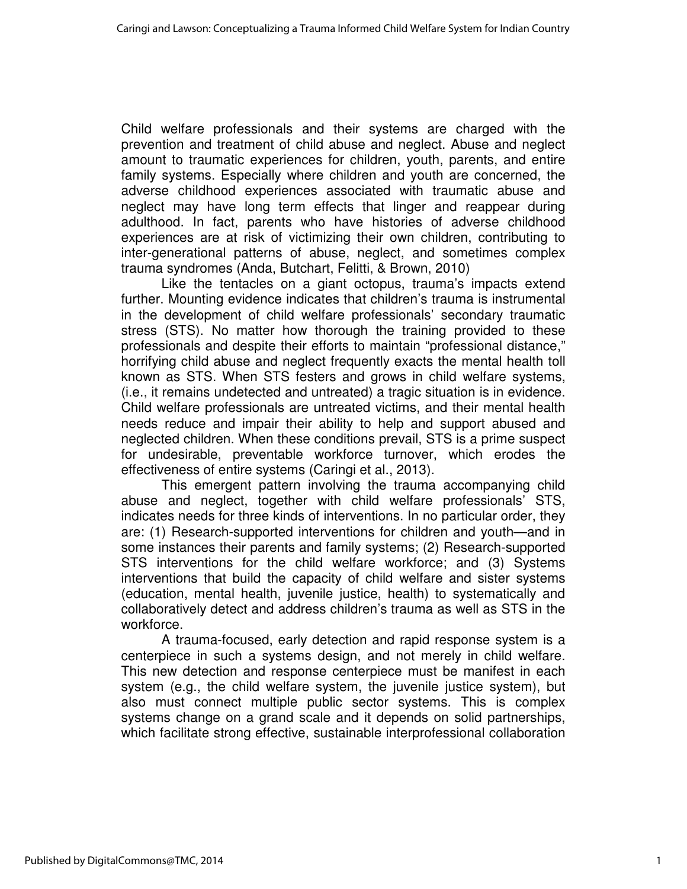Child welfare professionals and their systems are charged with the prevention and treatment of child abuse and neglect. Abuse and neglect amount to traumatic experiences for children, youth, parents, and entire family systems. Especially where children and youth are concerned, the adverse childhood experiences associated with traumatic abuse and neglect may have long term effects that linger and reappear during adulthood. In fact, parents who have histories of adverse childhood experiences are at risk of victimizing their own children, contributing to inter-generational patterns of abuse, neglect, and sometimes complex trauma syndromes (Anda, Butchart, Felitti, & Brown, 2010)

Like the tentacles on a giant octopus, trauma's impacts extend further. Mounting evidence indicates that children's trauma is instrumental in the development of child welfare professionals' secondary traumatic stress (STS). No matter how thorough the training provided to these professionals and despite their efforts to maintain "professional distance," horrifying child abuse and neglect frequently exacts the mental health toll known as STS. When STS festers and grows in child welfare systems, (i.e., it remains undetected and untreated) a tragic situation is in evidence. Child welfare professionals are untreated victims, and their mental health needs reduce and impair their ability to help and support abused and neglected children. When these conditions prevail, STS is a prime suspect for undesirable, preventable workforce turnover, which erodes the effectiveness of entire systems (Caringi et al., 2013).

This emergent pattern involving the trauma accompanying child abuse and neglect, together with child welfare professionals' STS, indicates needs for three kinds of interventions. In no particular order, they are: (1) Research-supported interventions for children and youth—and in some instances their parents and family systems; (2) Research-supported STS interventions for the child welfare workforce; and (3) Systems interventions that build the capacity of child welfare and sister systems (education, mental health, juvenile justice, health) to systematically and collaboratively detect and address children's trauma as well as STS in the workforce.

A trauma-focused, early detection and rapid response system is a centerpiece in such a systems design, and not merely in child welfare. This new detection and response centerpiece must be manifest in each system (e.g., the child welfare system, the juvenile justice system), but also must connect multiple public sector systems. This is complex systems change on a grand scale and it depends on solid partnerships, which facilitate strong effective, sustainable interprofessional collaboration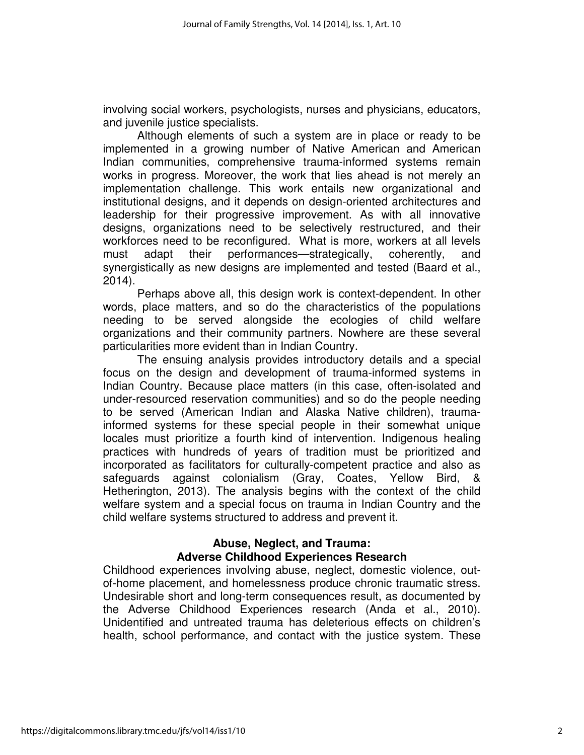involving social workers, psychologists, nurses and physicians, educators, and juvenile justice specialists.

Although elements of such a system are in place or ready to be implemented in a growing number of Native American and American Indian communities, comprehensive trauma-informed systems remain works in progress. Moreover, the work that lies ahead is not merely an implementation challenge. This work entails new organizational and institutional designs, and it depends on design-oriented architectures and leadership for their progressive improvement. As with all innovative designs, organizations need to be selectively restructured, and their workforces need to be reconfigured. What is more, workers at all levels must adapt their performances—strategically, coherently, and synergistically as new designs are implemented and tested (Baard et al., 2014).

Perhaps above all, this design work is context-dependent. In other words, place matters, and so do the characteristics of the populations needing to be served alongside the ecologies of child welfare organizations and their community partners. Nowhere are these several particularities more evident than in Indian Country.

The ensuing analysis provides introductory details and a special focus on the design and development of trauma-informed systems in Indian Country. Because place matters (in this case, often-isolated and under-resourced reservation communities) and so do the people needing to be served (American Indian and Alaska Native children), trauma-informed systems for these special people in their somewhat unique locales must prioritize a fourth kind of intervention. Indigenous healing practices with hundreds of years of tradition must be prioritized and incorporated as facilitators for culturally-competent practice and also as safeguards against colonialism (Gray, Coates, Yellow Bird, & Hetherington, 2013). The analysis begins with the context of the child welfare system and a special focus on trauma in Indian Country and the child welfare systems structured to address and prevent it.

## Abuse, Neglect, and Trauma: Adverse Childhood Experiences Research

Childhood experiences involving abuse, neglect, domestic violence, out-of-home placement, and homelessness produce chronic traumatic stress. Undesirable short and long-term consequences result, as documented by the Adverse Childhood Experiences research (Anda et al., 2010). Unidentified and untreated trauma has deleterious effects on children's health, school performance, and contact with the justice system. These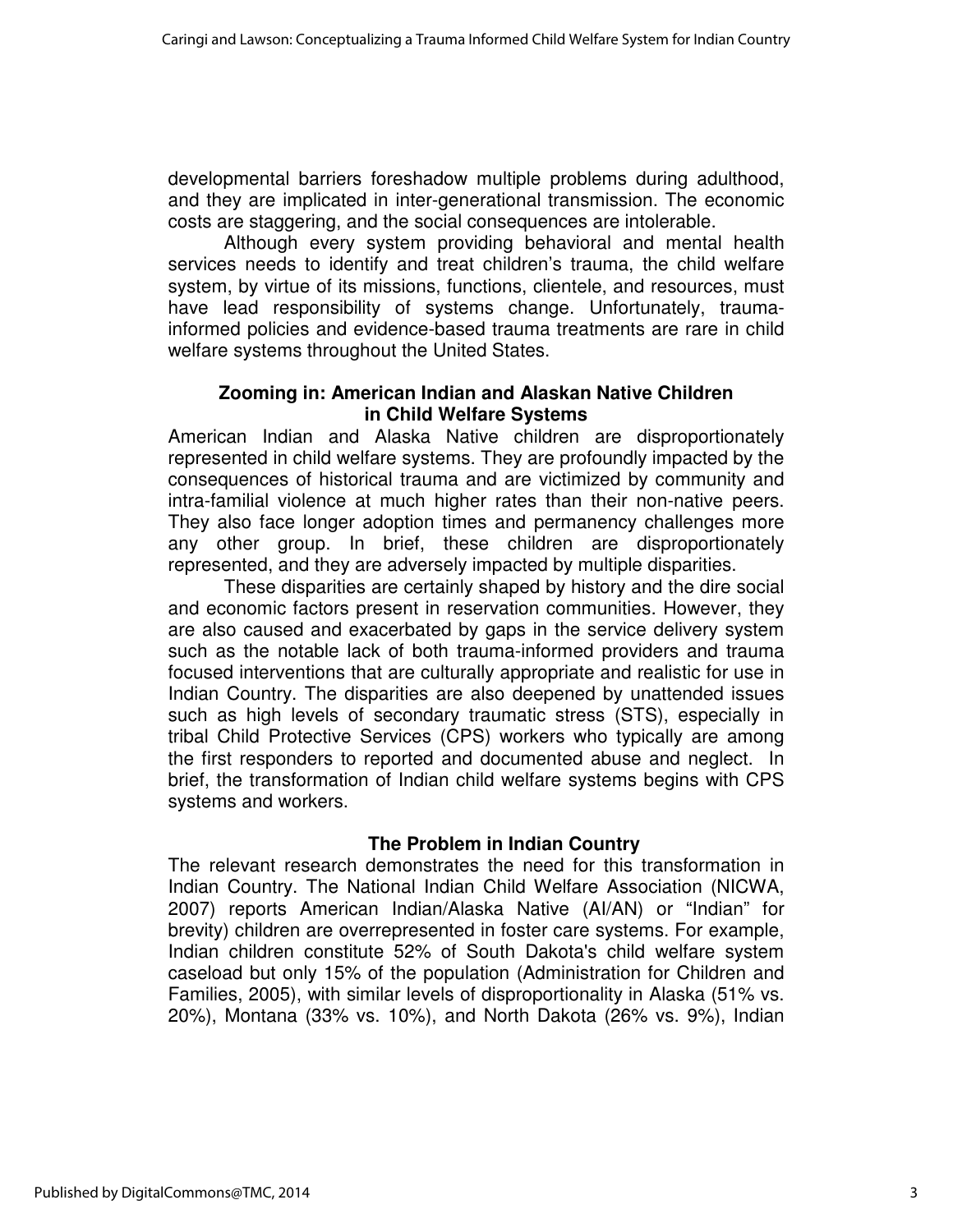developmental barriers foreshadow multiple problems during adulthood, and they are implicated in inter-generational transmission. The economic costs are staggering, and the social consequences are intolerable.

Although every system providing behavioral and mental health services needs to identify and treat children's trauma, the child welfare system, by virtue of its missions, functions, clientele, and resources, must have lead responsibility of systems change. Unfortunately, trauma-informed policies and evidence-based trauma treatments are rare in child welfare systems throughout the United States.

## Zooming in: American Indian and Alaskan Native Children in Child Welfare Systems

American Indian and Alaska Native children are disproportionately represented in child welfare systems. They are profoundly impacted by the consequences of historical trauma and are victimized by community and intra-familial violence at much higher rates than their non-native peers. They also face longer adoption times and permanency challenges more any other group. In brief, these children are disproportionately represented, and they are adversely impacted by multiple disparities.

These disparities are certainly shaped by history and the dire social and economic factors present in reservation communities. However, they are also caused and exacerbated by gaps in the service delivery system such as the notable lack of both trauma-informed providers and trauma focused interventions that are culturally appropriate and realistic for use in Indian Country. The disparities are also deepened by unattended issues such as high levels of secondary traumatic stress (STS), especially in tribal Child Protective Services (CPS) workers who typically are among the first responders to reported and documented abuse and neglect. In brief, the transformation of Indian child welfare systems begins with CPS systems and workers.

## The Problem in Indian Country

The relevant research demonstrates the need for this transformation in Indian Country. The National Indian Child Welfare Association (NICWA, 2007) reports American Indian/Alaska Native (AI/AN) or "Indian" for brevity) children are overrepresented in foster care systems. For example, Indian children constitute 52% of South Dakota's child welfare system caseload but only 15% of the population (Administration for Children and Families, 2005), with similar levels of disproportionality in Alaska (51% vs. 20%), Montana (33% vs. 10%), and North Dakota (26% vs. 9%), Indian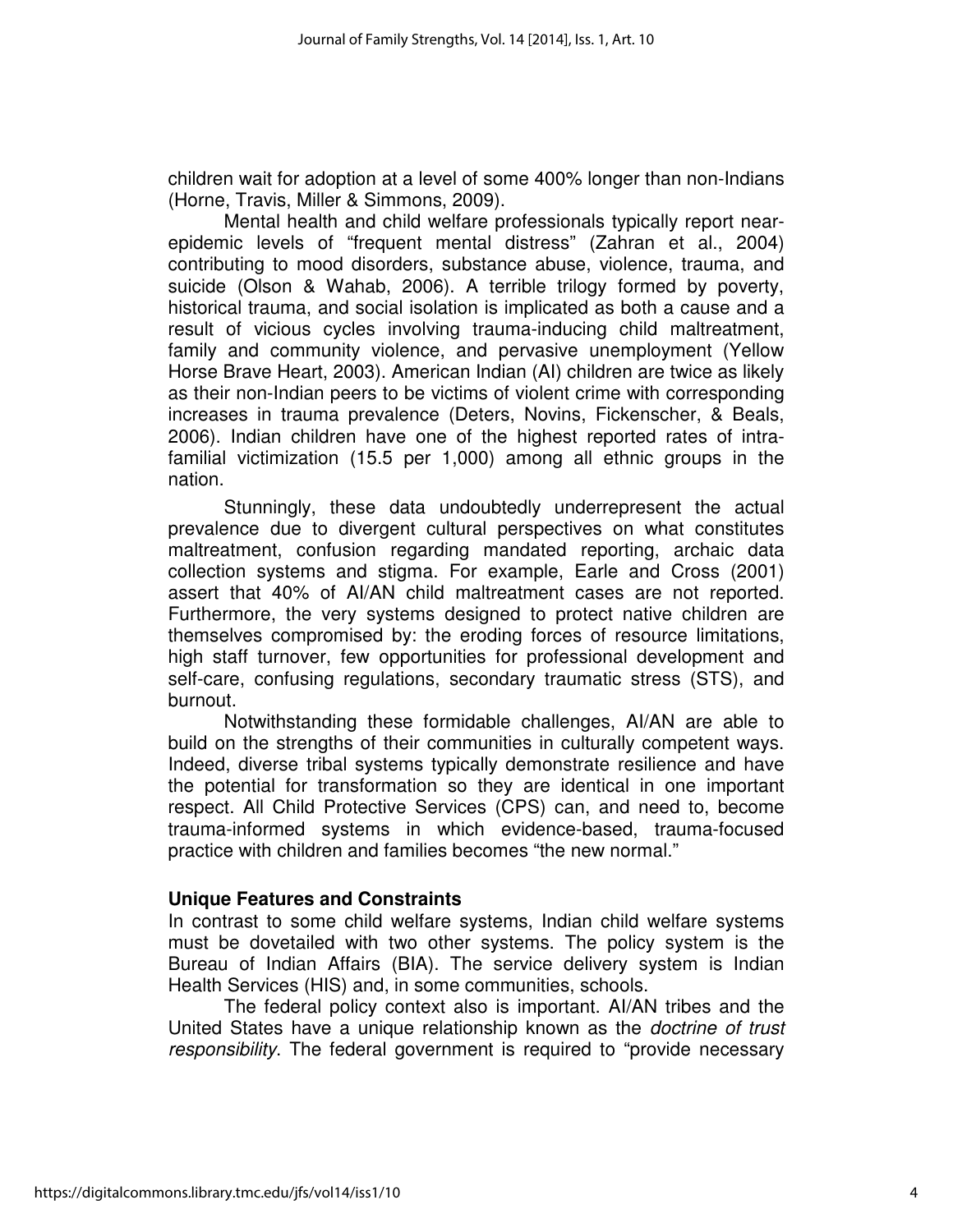children wait for adoption at a level of some 400% longer than non-Indians (Horne, Travis, Miller & Simmons, 2009).

Mental health and child welfare professionals typically report near-epidemic levels of "frequent mental distress" (Zahran et al., 2004) contributing to mood disorders, substance abuse, violence, trauma, and suicide (Olson & Wahab, 2006). A terrible trilogy formed by poverty, historical trauma, and social isolation is implicated as both a cause and a result of vicious cycles involving trauma-inducing child maltreatment, family and community violence, and pervasive unemployment (Yellow Horse Brave Heart, 2003). American Indian (AI) children are twice as likely as their non-Indian peers to be victims of violent crime with corresponding increases in trauma prevalence (Deters, Novins, Fickenscher, & Beals, 2006). Indian children have one of the highest reported rates of intra-familial victimization (15.5 per 1,000) among all ethnic groups in the nation.

Stunningly, these data undoubtedly underrepresent the actual prevalence due to divergent cultural perspectives on what constitutes maltreatment, confusion regarding mandated reporting, archaic data collection systems and stigma. For example, Earle and Cross (2001) assert that 40% of AI/AN child maltreatment cases are not reported. Furthermore, the very systems designed to protect native children are themselves compromised by: the eroding forces of resource limitations, high staff turnover, few opportunities for professional development and self-care, confusing regulations, secondary traumatic stress (STS), and burnout.

Notwithstanding these formidable challenges, AI/AN are able to build on the strengths of their communities in culturally competent ways. Indeed, diverse tribal systems typically demonstrate resilience and have the potential for transformation so they are identical in one important respect. All Child Protective Services (CPS) can, and need to, become trauma-informed systems in which evidence-based, trauma-focused practice with children and families becomes "the new normal."

### Unique Features and Constraints

In contrast to some child welfare systems, Indian child welfare systems must be dovetailed with two other systems. The policy system is the Bureau of Indian Affairs (BIA). The service delivery system is Indian Health Services (HIS) and, in some communities, schools.

The federal policy context also is important. AI/AN tribes and the United States have a unique relationship known as the *doctrine of trust responsibility*. The federal government is required to "provide necessary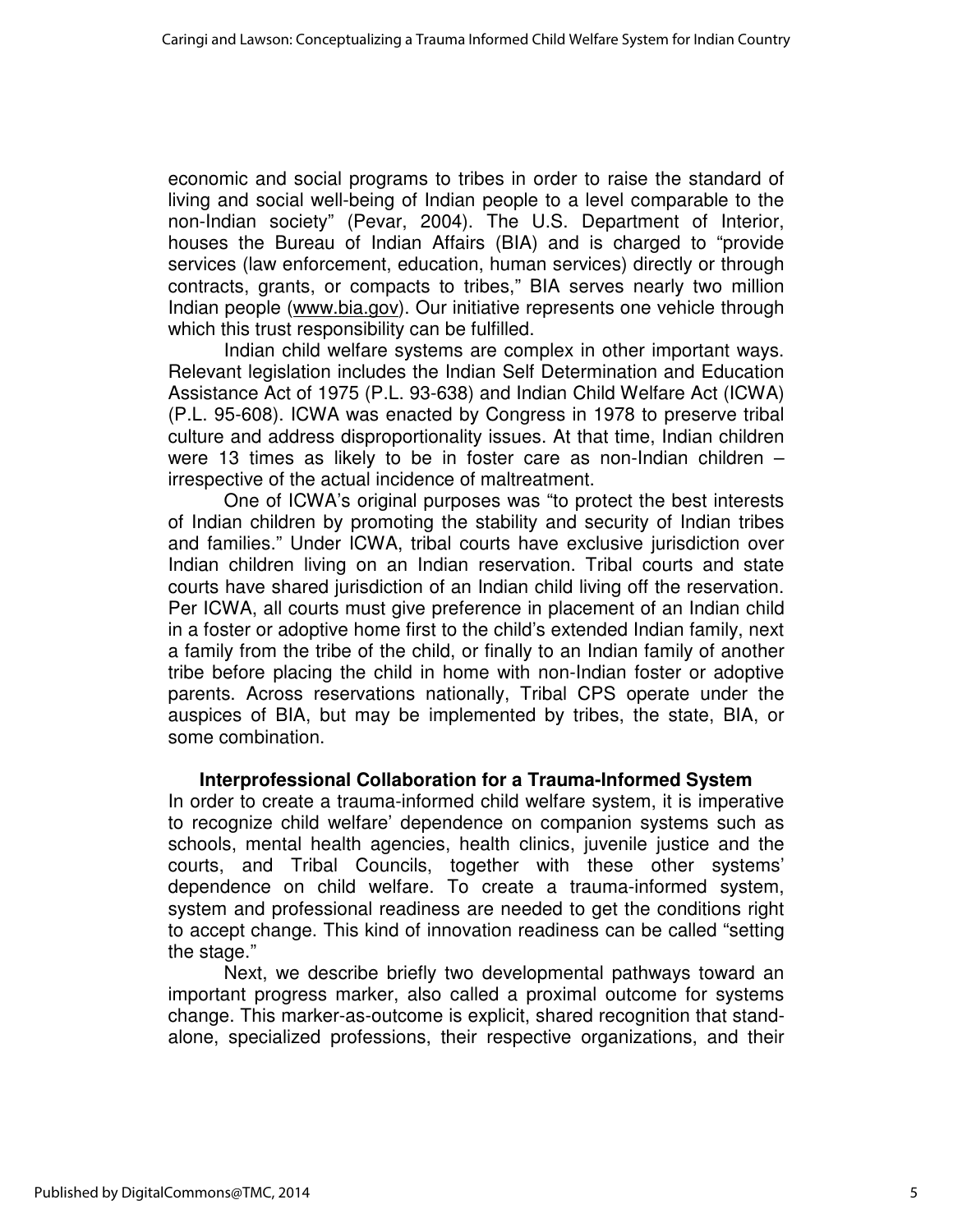economic and social programs to tribes in order to raise the standard of living and social well-being of Indian people to a level comparable to the non-Indian society" (Pevar, 2004). The U.S. Department of Interior, houses the Bureau of Indian Affairs (BIA) and is charged to "provide services (law enforcement, education, human services) directly or through contracts, grants, or compacts to tribes," BIA serves nearly two million Indian people (www.bia.gov). Our initiative represents one vehicle through which this trust responsibility can be fulfilled.

Indian child welfare systems are complex in other important ways. Relevant legislation includes the Indian Self Determination and Education Assistance Act of 1975 (P.L. 93-638) and Indian Child Welfare Act (ICWA) (P.L. 95-608). ICWA was enacted by Congress in 1978 to preserve tribal culture and address disproportionality issues. At that time, Indian children were 13 times as likely to be in foster care as non-Indian children – irrespective of the actual incidence of maltreatment.

One of ICWA's original purposes was "to protect the best interests of Indian children by promoting the stability and security of Indian tribes and families." Under ICWA, tribal courts have exclusive jurisdiction over Indian children living on an Indian reservation. Tribal courts and state courts have shared jurisdiction of an Indian child living off the reservation. Per ICWA, all courts must give preference in placement of an Indian child in a foster or adoptive home first to the child's extended Indian family, next a family from the tribe of the child, or finally to an Indian family of another tribe before placing the child in home with non-Indian foster or adoptive parents. Across reservations nationally, Tribal CPS operate under the auspices of BIA, but may be implemented by tribes, the state, BIA, or some combination.

## Interprofessional Collaboration for a Trauma-Informed System

In order to create a trauma-informed child welfare system, it is imperative to recognize child welfare' dependence on companion systems such as schools, mental health agencies, health clinics, juvenile justice and the courts, and Tribal Councils, together with these other systems' dependence on child welfare. To create a trauma-informed system, system and professional readiness are needed to get the conditions right to accept change. This kind of innovation readiness can be called "setting the stage."

Next, we describe briefly two developmental pathways toward an important progress marker, also called a proximal outcome for systems change. This marker-as-outcome is explicit, shared recognition that stand-alone, specialized professions, their respective organizations, and their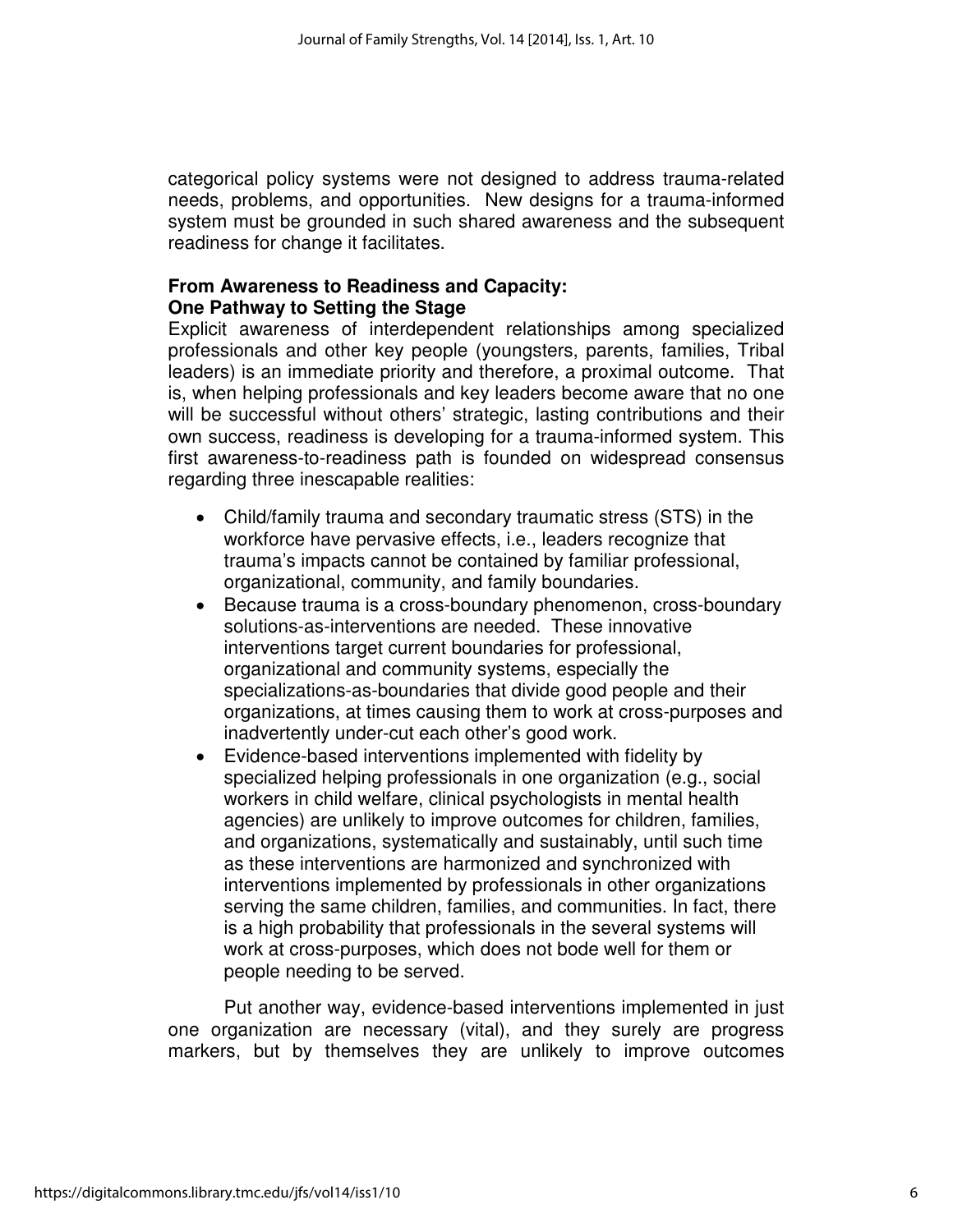categorical policy systems were not designed to address trauma-related needs, problems, and opportunities. New designs for a trauma-informed system must be grounded in such shared awareness and the subsequent readiness for change it facilitates.

**From Awareness to Readiness and Capacity: One Pathway to Setting the Stage**

Explicit awareness of interdependent relationships among specialized professionals and other key people (youngsters, parents, families, Tribal leaders) is an immediate priority and therefore, a proximal outcome. That is, when helping professionals and key leaders become aware that no one will be successful without others' strategic, lasting contributions and their own success, readiness is developing for a trauma-informed system. This first awareness-to-readiness path is founded on widespread consensus regarding three inescapable realities:

- Child/family trauma and secondary traumatic stress (STS) in the workforce have pervasive effects, i.e., leaders recognize that trauma's impacts cannot be contained by familiar professional, organizational, community, and family boundaries.
- Because trauma is a cross-boundary phenomenon, cross-boundary solutions-as-interventions are needed. These innovative interventions target current boundaries for professional, organizational and community systems, especially the specializations-as-boundaries that divide good people and their organizations, at times causing them to work at cross-purposes and inadvertently under-cut each other's good work.
- Evidence-based interventions implemented with fidelity by specialized helping professionals in one organization (e.g., social workers in child welfare, clinical psychologists in mental health agencies) are unlikely to improve outcomes for children, families, and organizations, systematically and sustainably, until such time as these interventions are harmonized and synchronized with interventions implemented by professionals in other organizations serving the same children, families, and communities. In fact, there is a high probability that professionals in the several systems will work at cross-purposes, which does not bode well for them or people needing to be served.

Put another way, evidence-based interventions implemented in just one organization are necessary (vital), and they surely are progress markers, but by themselves they are unlikely to improve outcomes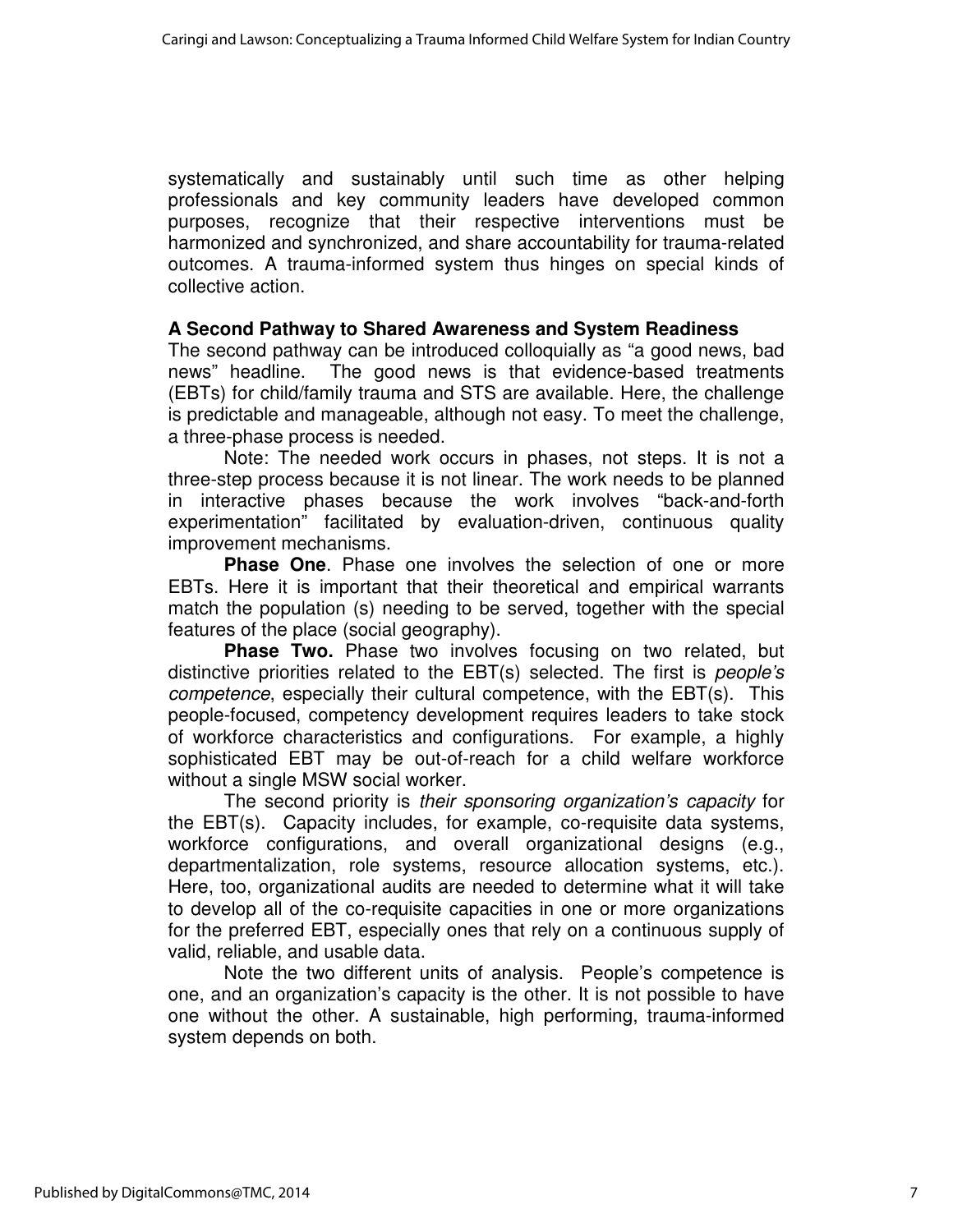systematically and sustainably until such time as other helping professionals and key community leaders have developed common purposes, recognize that their respective interventions must be harmonized and synchronized, and share accountability for trauma-related outcomes. A trauma-informed system thus hinges on special kinds of collective action.

### A Second Pathway to Shared Awareness and System Readiness

The second pathway can be introduced colloquially as "a good news, bad news" headline. The good news is that evidence-based treatments (EBTs) for child/family trauma and STS are available. Here, the challenge is predictable and manageable, although not easy. To meet the challenge, a three-phase process is needed.

Note: The needed work occurs in phases, not steps. It is not a three-step process because it is not linear. The work needs to be planned in interactive phases because the work involves "back-and-forth experimentation" facilitated by evaluation-driven, continuous quality improvement mechanisms.

**Phase One**. Phase one involves the selection of one or more EBTs. Here it is important that their theoretical and empirical warrants match the population (s) needing to be served, together with the special features of the place (social geography).

**Phase Two.** Phase two involves focusing on two related, but distinctive priorities related to the EBT(s) selected. The first is *people's competence*, especially their cultural competence, with the EBT(s). This people-focused, competency development requires leaders to take stock of workforce characteristics and configurations. For example, a highly sophisticated EBT may be out-of-reach for a child welfare workforce without a single MSW social worker.

The second priority is *their sponsoring organization's capacity* for the EBT(s). Capacity includes, for example, co-requisite data systems, workforce configurations, and overall organizational designs (e.g., departmentalization, role systems, resource allocation systems, etc.). Here, too, organizational audits are needed to determine what it will take to develop all of the co-requisite capacities in one or more organizations for the preferred EBT, especially ones that rely on a continuous supply of valid, reliable, and usable data.

Note the two different units of analysis. People's competence is one, and an organization's capacity is the other. It is not possible to have one without the other. A sustainable, high performing, trauma-informed system depends on both.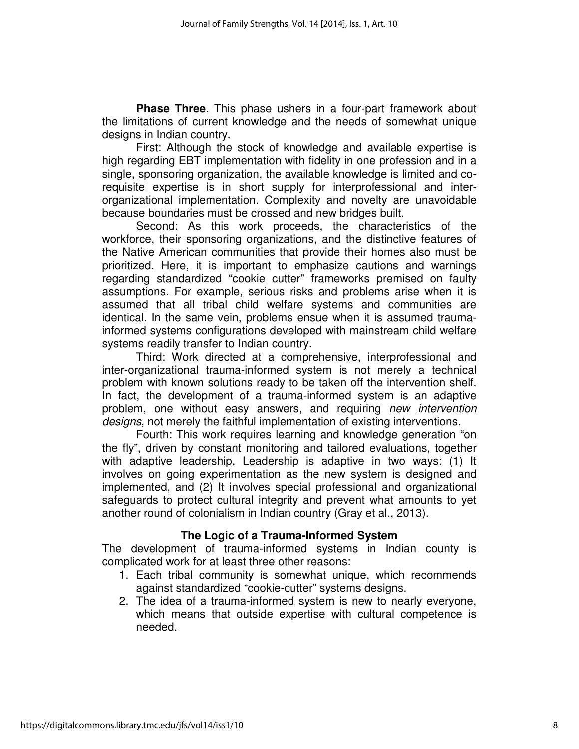**Phase Three**. This phase ushers in a four-part framework about the limitations of current knowledge and the needs of somewhat unique designs in Indian country.

First: Although the stock of knowledge and available expertise is high regarding EBT implementation with fidelity in one profession and in a single, sponsoring organization, the available knowledge is limited and co-requisite expertise is in short supply for interprofessional and inter-organizational implementation. Complexity and novelty are unavoidable because boundaries must be crossed and new bridges built.

Second: As this work proceeds, the characteristics of the workforce, their sponsoring organizations, and the distinctive features of the Native American communities that provide their homes also must be prioritized. Here, it is important to emphasize cautions and warnings regarding standardized "cookie cutter" frameworks premised on faulty assumptions. For example, serious risks and problems arise when it is assumed that all tribal child welfare systems and communities are identical. In the same vein, problems ensue when it is assumed trauma-informed systems configurations developed with mainstream child welfare systems readily transfer to Indian country.

Third: Work directed at a comprehensive, interprofessional and inter-organizational trauma-informed system is not merely a technical problem with known solutions ready to be taken off the intervention shelf. In fact, the development of a trauma-informed system is an adaptive problem, one without easy answers, and requiring *new intervention designs*, not merely the faithful implementation of existing interventions.

Fourth: This work requires learning and knowledge generation "on the fly", driven by constant monitoring and tailored evaluations, together with adaptive leadership. Leadership is adaptive in two ways: (1) It involves on going experimentation as the new system is designed and implemented, and (2) It involves special professional and organizational safeguards to protect cultural integrity and prevent what amounts to yet another round of colonialism in Indian country (Gray et al., 2013).

## The Logic of a Trauma-Informed System

The development of trauma-informed systems in Indian county is complicated work for at least three other reasons:

1. Each tribal community is somewhat unique, which recommends against standardized "cookie-cutter" systems designs.
2. The idea of a trauma-informed system is new to nearly everyone, which means that outside expertise with cultural competence is needed.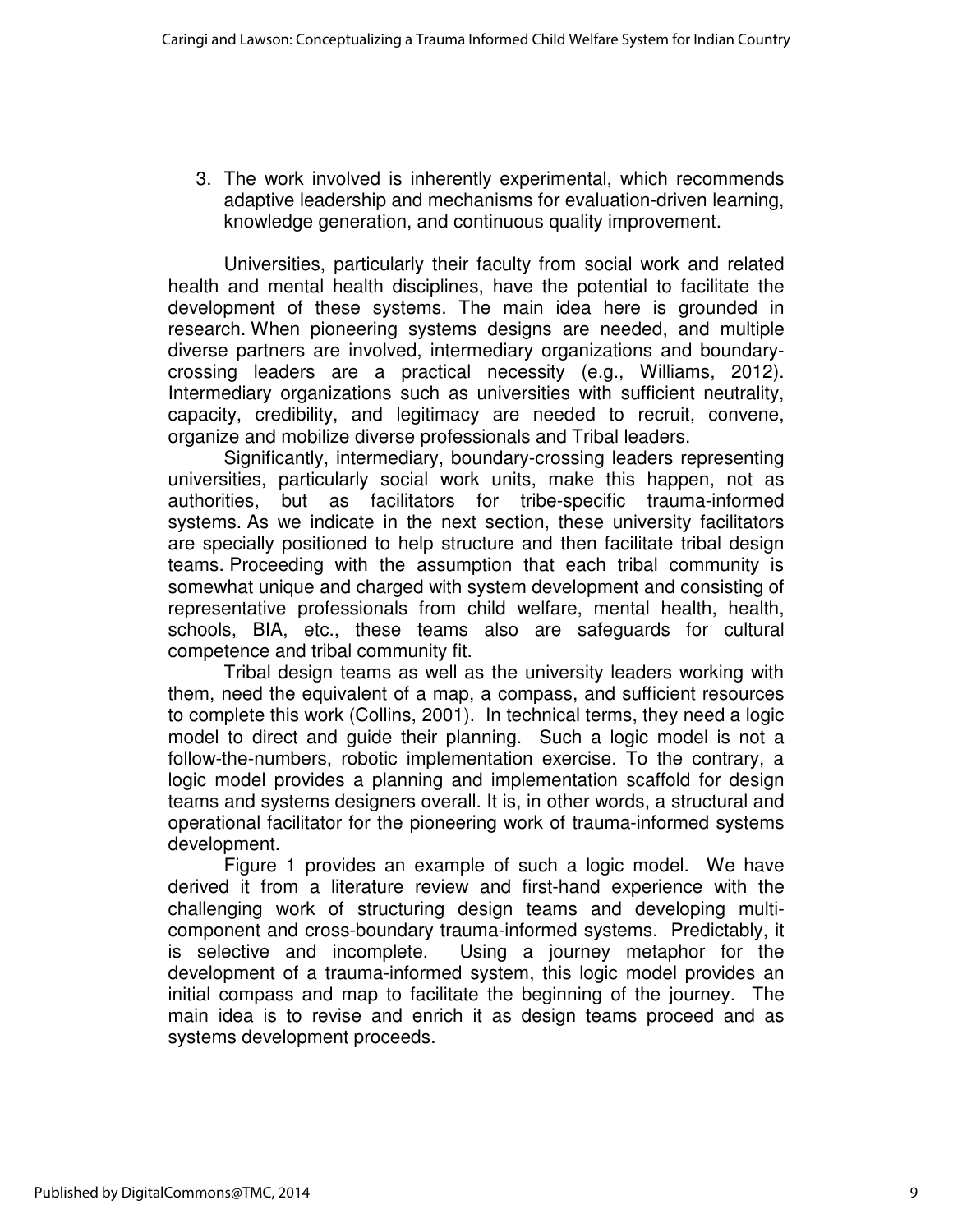3. The work involved is inherently experimental, which recommends adaptive leadership and mechanisms for evaluation-driven learning, knowledge generation, and continuous quality improvement.

Universities, particularly their faculty from social work and related health and mental health disciplines, have the potential to facilitate the development of these systems. The main idea here is grounded in research. When pioneering systems designs are needed, and multiple diverse partners are involved, intermediary organizations and boundary-crossing leaders are a practical necessity (e.g., Williams, 2012). Intermediary organizations such as universities with sufficient neutrality, capacity, credibility, and legitimacy are needed to recruit, convene, organize and mobilize diverse professionals and Tribal leaders.

Significantly, intermediary, boundary-crossing leaders representing universities, particularly social work units, make this happen, not as authorities, but as facilitators for tribe-specific trauma-informed systems. As we indicate in the next section, these university facilitators are specially positioned to help structure and then facilitate tribal design teams. Proceeding with the assumption that each tribal community is somewhat unique and charged with system development and consisting of representative professionals from child welfare, mental health, health, schools, BIA, etc., these teams also are safeguards for cultural competence and tribal community fit.

Tribal design teams as well as the university leaders working with them, need the equivalent of a map, a compass, and sufficient resources to complete this work (Collins, 2001). In technical terms, they need a logic model to direct and guide their planning. Such a logic model is not a follow-the-numbers, robotic implementation exercise. To the contrary, a logic model provides a planning and implementation scaffold for design teams and systems designers overall. It is, in other words, a structural and operational facilitator for the pioneering work of trauma-informed systems development.

Figure 1 provides an example of such a logic model. We have derived it from a literature review and first-hand experience with the challenging work of structuring design teams and developing multi-component and cross-boundary trauma-informed systems. Predictably, it is selective and incomplete. Using a journey metaphor for the development of a trauma-informed system, this logic model provides an initial compass and map to facilitate the beginning of the journey. The main idea is to revise and enrich it as design teams proceed and as systems development proceeds.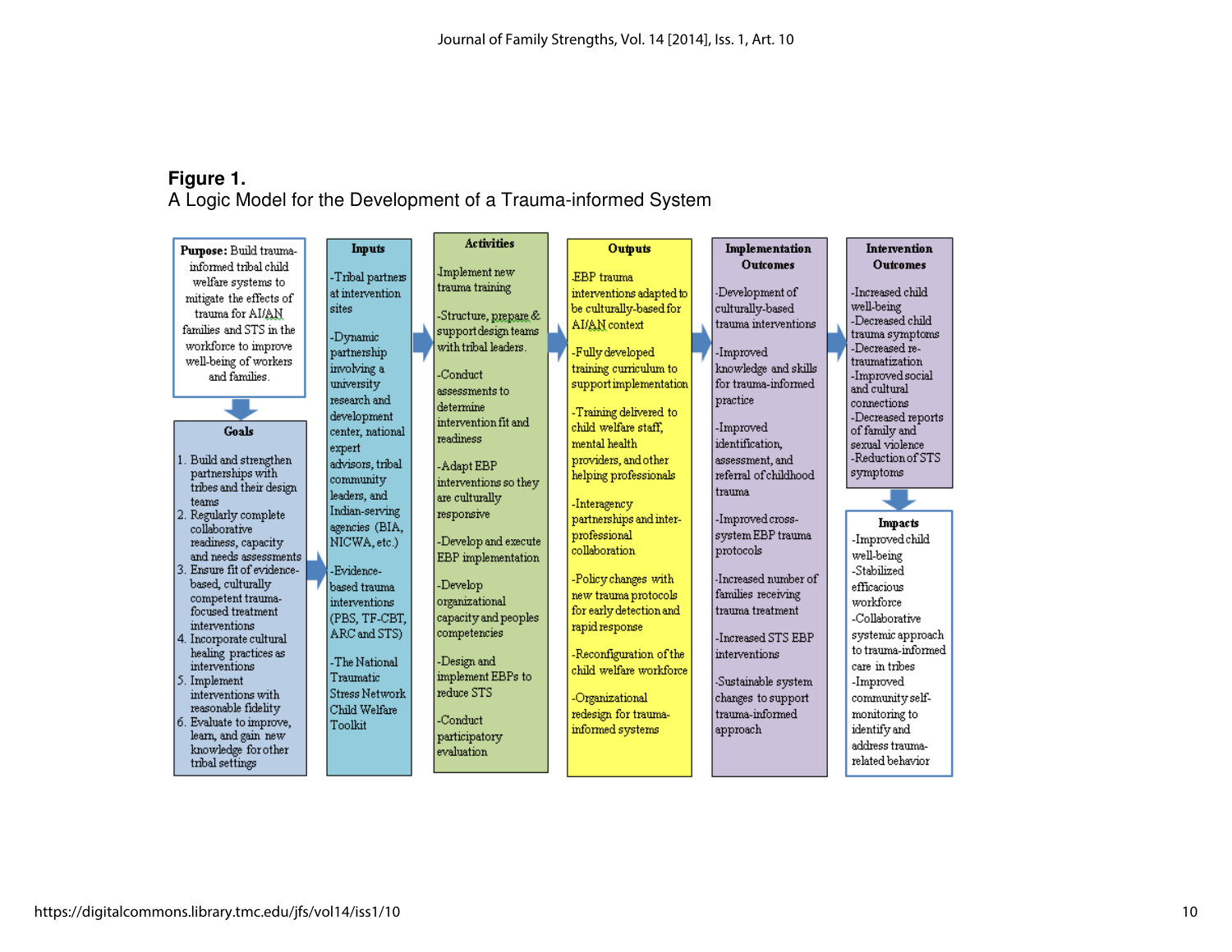**Figure 1.**
A Logic Model for the Development of a Trauma-informed System

**Purpose:** Build trauma-informed tribal child welfare systems to mitigate the effects of trauma for AI/AN families and STS in the workforce to improve well-being of workers and families.

**Goals**

1. Build and strengthen partnerships with tribes and their design teams
2. Regularly complete collaborative readiness, capacity and needs assessments
3. Ensure fit of evidence-based, culturally competent trauma-focused treatment interventions
4. Incorporate cultural healing practices as interventions
5. Implement interventions with reasonable fidelity
6. Evaluate to improve, learn, and gain new knowledge for other tribal settings

**Inputs**

-Tribal partners at intervention sites

-Dynamic partnership involving a university research and development center, national expert advisors, tribal community leaders, and Indian-serving agencies (BIA, NICWA, etc.)

-Evidence-based trauma interventions (PBS, TF-CBT, ARC and STS)

-The National Traumatic Stress Network Child Welfare Toolkit

**Activities**

-Implement new trauma training

-Structure, prepare & support design teams with tribal leaders.

-Conduct assessments to determine intervention fit and readiness

-Adapt EBP interventions so they are culturally responsive

-Develop and execute EBP implementation

-Develop organizational capacity and peoples competencies

-Design and implement EBPs to reduce STS

-Conduct participatory evaluation

**Outputs**

-EBP trauma interventions adapted to be culturally-based for AI/AN context

-Fully developed training curriculum to support implementation

-Training delivered to child welfare staff, mental health providers, and other helping professionals

-Interagency partnerships and inter-professional collaboration

-Policy changes with new trauma protocols for early detection and rapid response

-Reconfiguration of the child welfare workforce

-Organizational redesign for trauma-informed systems

**Implementation Outcomes**

-Development of culturally-based trauma interventions

-Improved knowledge and skills for trauma-informed practice

-Improved identification, assessment, and referral of childhood trauma

-Improved cross-system EBP trauma protocols

-Increased number of families receiving trauma treatment

-Increased STS EBP interventions

-Sustainable system changes to support trauma-informed approach

**Intervention Outcomes**

-Increased child well-being
-Decreased child trauma symptoms
-Decreased re-traumatization
-Improved social and cultural connections
-Decreased reports of family and sexual violence
-Reduction of STS symptoms

**Impacts**

-Improved child well-being
-Stabilized efficacious workforce
-Collaborative systemic approach to trauma-informed care in tribes
-Improved community self-monitoring to identify and address trauma-related behavior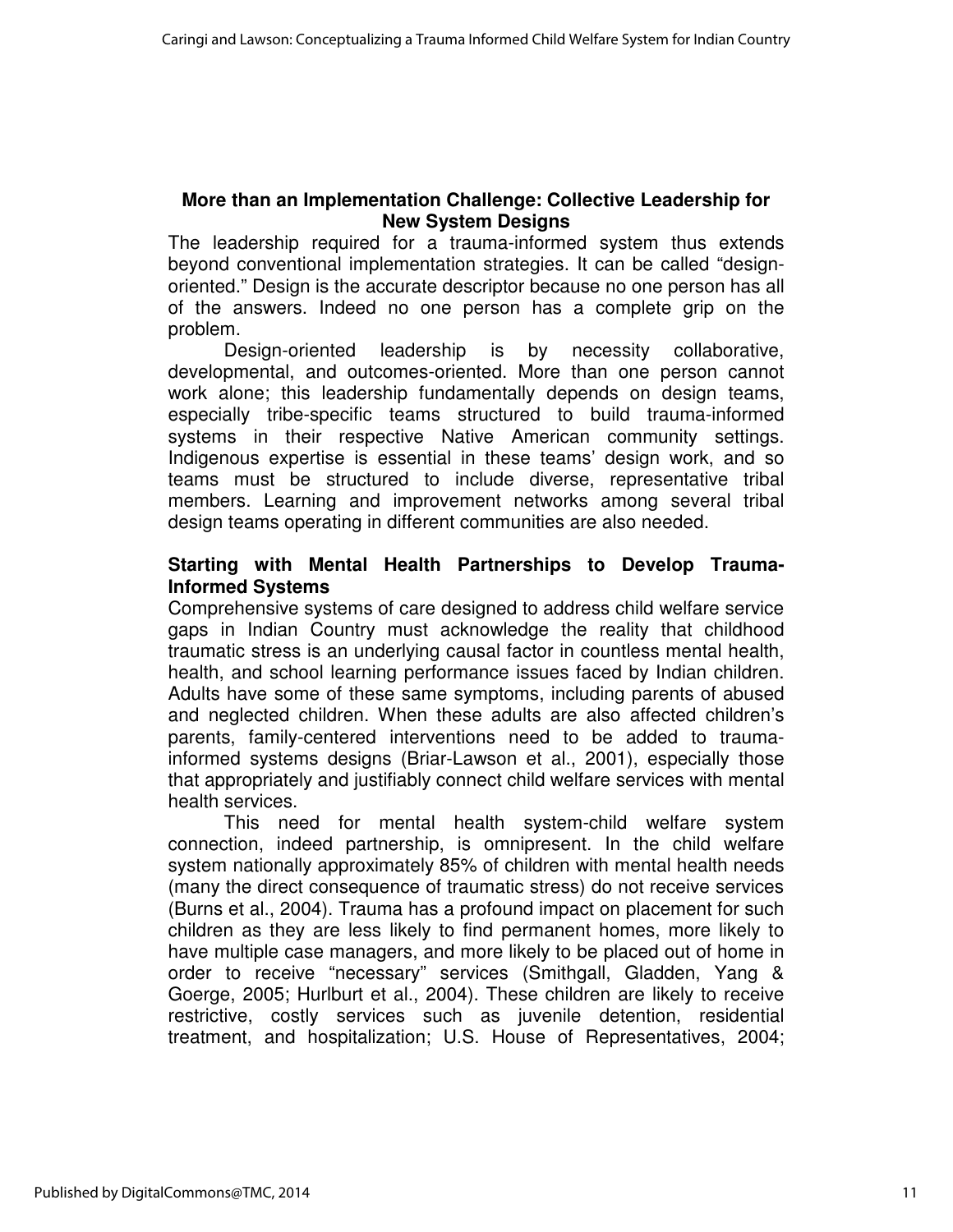## More than an Implementation Challenge: Collective Leadership for New System Designs

The leadership required for a trauma-informed system thus extends beyond conventional implementation strategies. It can be called "design-oriented." Design is the accurate descriptor because no one person has all of the answers. Indeed no one person has a complete grip on the problem.

Design-oriented leadership is by necessity collaborative, developmental, and outcomes-oriented. More than one person cannot work alone; this leadership fundamentally depends on design teams, especially tribe-specific teams structured to build trauma-informed systems in their respective Native American community settings. Indigenous expertise is essential in these teams' design work, and so teams must be structured to include diverse, representative tribal members. Learning and improvement networks among several tribal design teams operating in different communities are also needed.

## Starting with Mental Health Partnerships to Develop Trauma-Informed Systems

Comprehensive systems of care designed to address child welfare service gaps in Indian Country must acknowledge the reality that childhood traumatic stress is an underlying causal factor in countless mental health, health, and school learning performance issues faced by Indian children. Adults have some of these same symptoms, including parents of abused and neglected children. When these adults are also affected children's parents, family-centered interventions need to be added to trauma-informed systems designs (Briar-Lawson et al., 2001), especially those that appropriately and justifiably connect child welfare services with mental health services.

This need for mental health system-child welfare system connection, indeed partnership, is omnipresent. In the child welfare system nationally approximately 85% of children with mental health needs (many the direct consequence of traumatic stress) do not receive services (Burns et al., 2004). Trauma has a profound impact on placement for such children as they are less likely to find permanent homes, more likely to have multiple case managers, and more likely to be placed out of home in order to receive "necessary" services (Smithgall, Gladden, Yang & Goerge, 2005; Hurlburt et al., 2004). These children are likely to receive restrictive, costly services such as juvenile detention, residential treatment, and hospitalization; U.S. House of Representatives, 2004;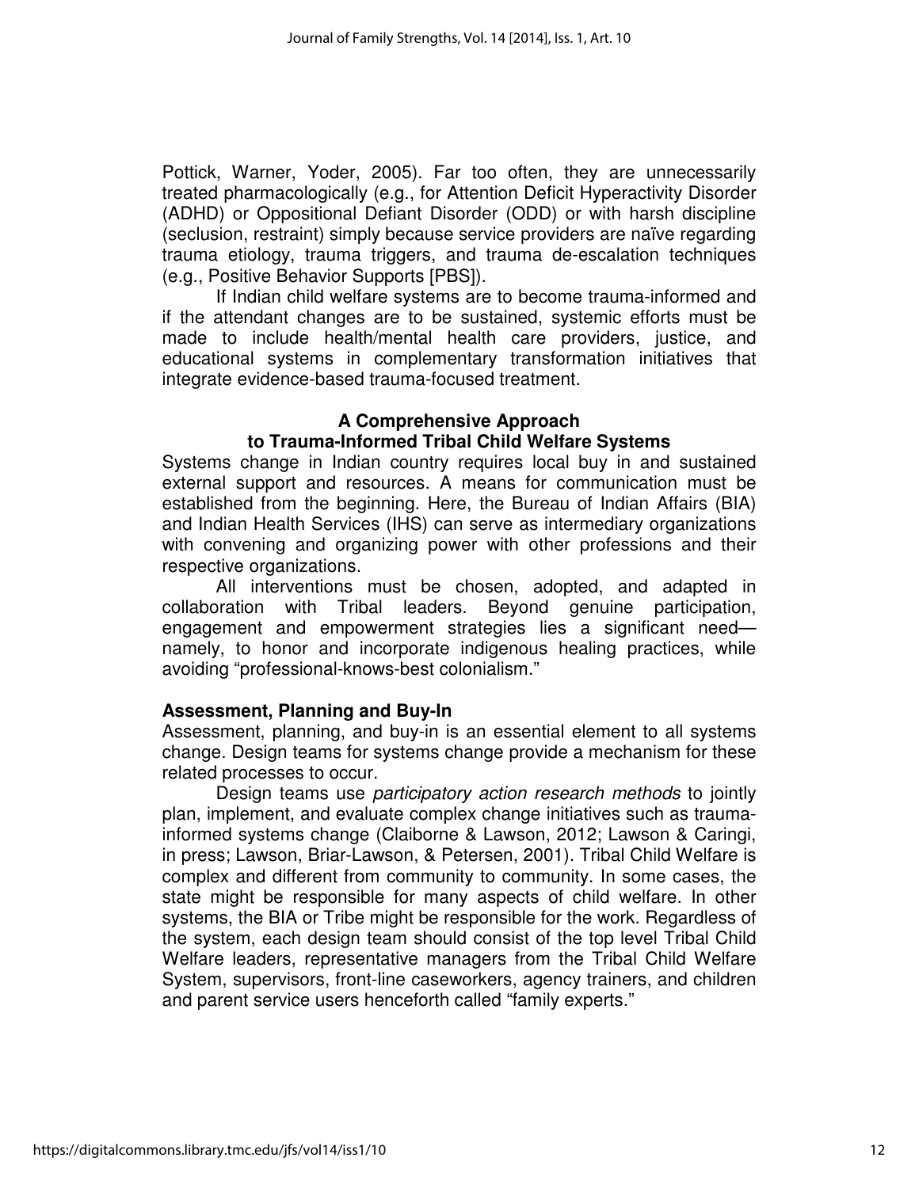Pottick, Warner, Yoder, 2005). Far too often, they are unnecessarily treated pharmacologically (e.g., for Attention Deficit Hyperactivity Disorder (ADHD) or Oppositional Defiant Disorder (ODD) or with harsh discipline (seclusion, restraint) simply because service providers are naïve regarding trauma etiology, trauma triggers, and trauma de-escalation techniques (e.g., Positive Behavior Supports [PBS]).

If Indian child welfare systems are to become trauma-informed and if the attendant changes are to be sustained, systemic efforts must be made to include health/mental health care providers, justice, and educational systems in complementary transformation initiatives that integrate evidence-based trauma-focused treatment.

## A Comprehensive Approach to Trauma-Informed Tribal Child Welfare Systems

Systems change in Indian country requires local buy in and sustained external support and resources. A means for communication must be established from the beginning. Here, the Bureau of Indian Affairs (BIA) and Indian Health Services (IHS) can serve as intermediary organizations with convening and organizing power with other professions and their respective organizations.

All interventions must be chosen, adopted, and adapted in collaboration with Tribal leaders. Beyond genuine participation, engagement and empowerment strategies lies a significant need—namely, to honor and incorporate indigenous healing practices, while avoiding "professional-knows-best colonialism."

### Assessment, Planning and Buy-In

Assessment, planning, and buy-in is an essential element to all systems change. Design teams for systems change provide a mechanism for these related processes to occur.

Design teams use *participatory action research methods* to jointly plan, implement, and evaluate complex change initiatives such as trauma-informed systems change (Claiborne & Lawson, 2012; Lawson & Caringi, in press; Lawson, Briar-Lawson, & Petersen, 2001). Tribal Child Welfare is complex and different from community to community. In some cases, the state might be responsible for many aspects of child welfare. In other systems, the BIA or Tribe might be responsible for the work. Regardless of the system, each design team should consist of the top level Tribal Child Welfare leaders, representative managers from the Tribal Child Welfare System, supervisors, front-line caseworkers, agency trainers, and children and parent service users henceforth called "family experts."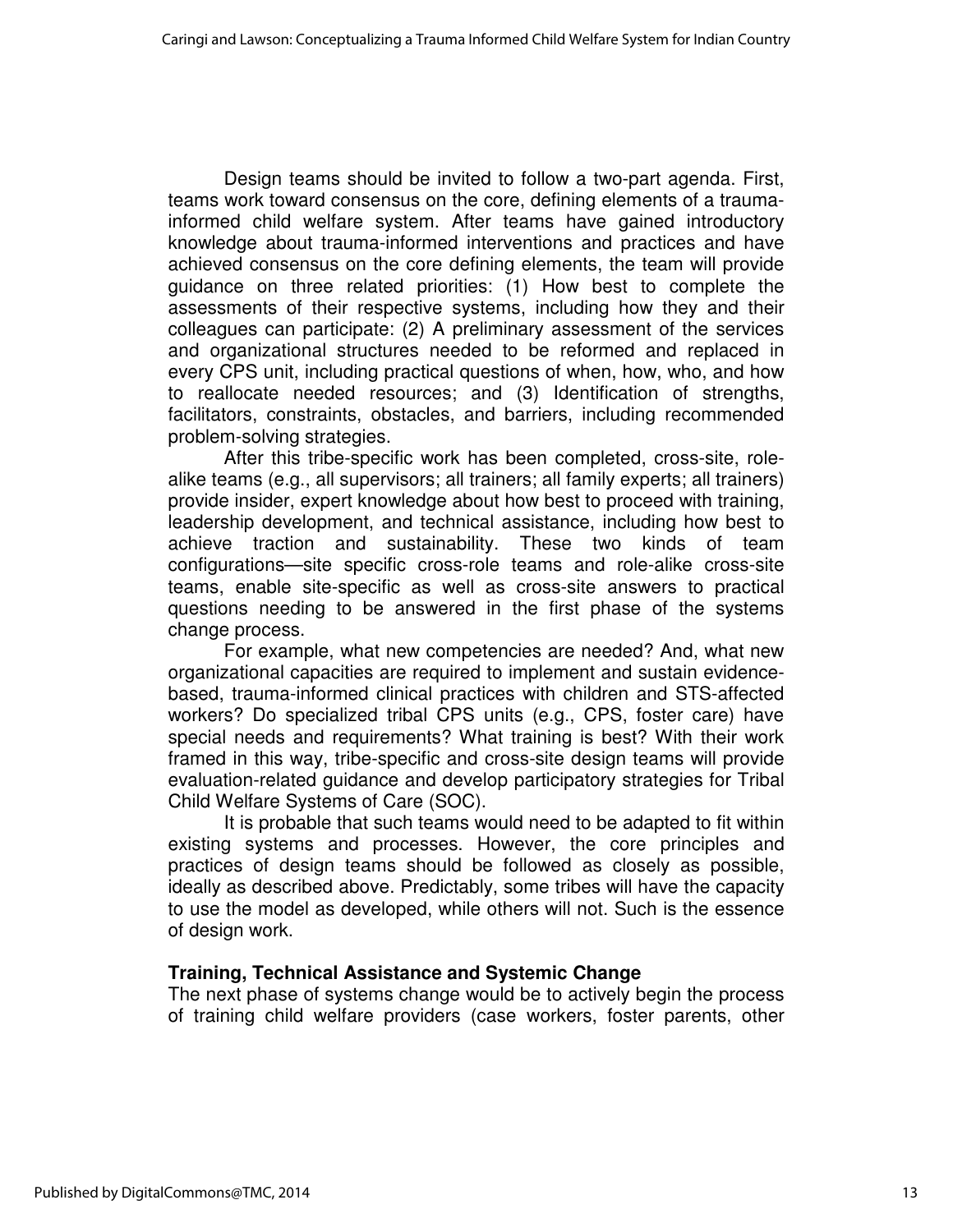Design teams should be invited to follow a two-part agenda. First, teams work toward consensus on the core, defining elements of a trauma-informed child welfare system. After teams have gained introductory knowledge about trauma-informed interventions and practices and have achieved consensus on the core defining elements, the team will provide guidance on three related priorities: (1) How best to complete the assessments of their respective systems, including how they and their colleagues can participate: (2) A preliminary assessment of the services and organizational structures needed to be reformed and replaced in every CPS unit, including practical questions of when, how, who, and how to reallocate needed resources; and (3) Identification of strengths, facilitators, constraints, obstacles, and barriers, including recommended problem-solving strategies.

After this tribe-specific work has been completed, cross-site, role-alike teams (e.g., all supervisors; all trainers; all family experts; all trainers) provide insider, expert knowledge about how best to proceed with training, leadership development, and technical assistance, including how best to achieve traction and sustainability. These two kinds of team configurations—site specific cross-role teams and role-alike cross-site teams, enable site-specific as well as cross-site answers to practical questions needing to be answered in the first phase of the systems change process.

For example, what new competencies are needed? And, what new organizational capacities are required to implement and sustain evidence-based, trauma-informed clinical practices with children and STS-affected workers? Do specialized tribal CPS units (e.g., CPS, foster care) have special needs and requirements? What training is best? With their work framed in this way, tribe-specific and cross-site design teams will provide evaluation-related guidance and develop participatory strategies for Tribal Child Welfare Systems of Care (SOC).

It is probable that such teams would need to be adapted to fit within existing systems and processes. However, the core principles and practices of design teams should be followed as closely as possible, ideally as described above. Predictably, some tribes will have the capacity to use the model as developed, while others will not. Such is the essence of design work.

**Training, Technical Assistance and Systemic Change**

The next phase of systems change would be to actively begin the process of training child welfare providers (case workers, foster parents, other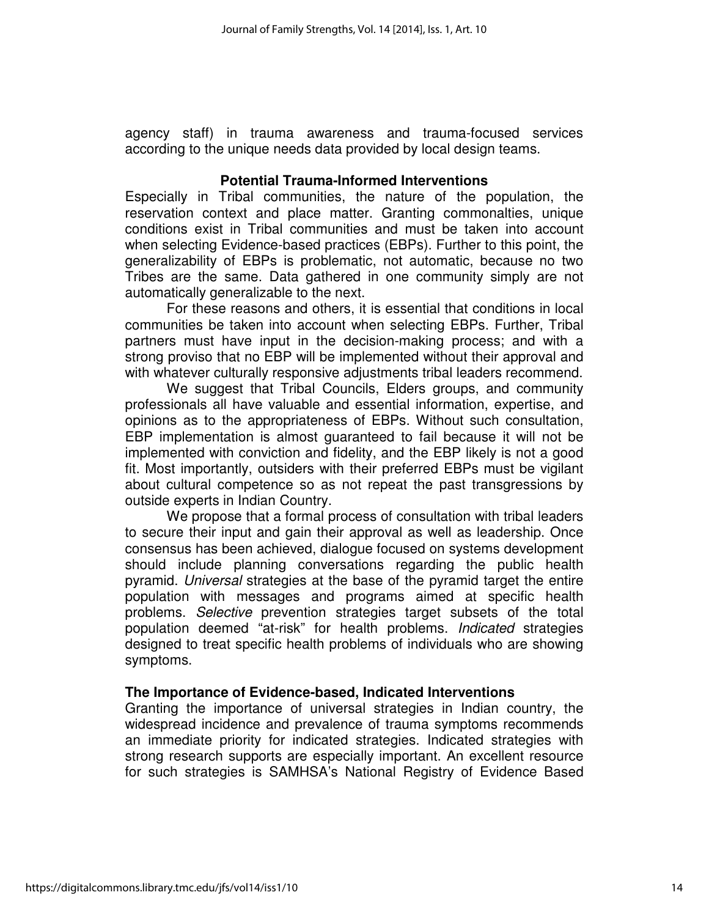agency staff) in trauma awareness and trauma-focused services according to the unique needs data provided by local design teams.

## Potential Trauma-Informed Interventions

Especially in Tribal communities, the nature of the population, the reservation context and place matter. Granting commonalties, unique conditions exist in Tribal communities and must be taken into account when selecting Evidence-based practices (EBPs). Further to this point, the generalizability of EBPs is problematic, not automatic, because no two Tribes are the same. Data gathered in one community simply are not automatically generalizable to the next.

For these reasons and others, it is essential that conditions in local communities be taken into account when selecting EBPs. Further, Tribal partners must have input in the decision-making process; and with a strong proviso that no EBP will be implemented without their approval and with whatever culturally responsive adjustments tribal leaders recommend.

We suggest that Tribal Councils, Elders groups, and community professionals all have valuable and essential information, expertise, and opinions as to the appropriateness of EBPs. Without such consultation, EBP implementation is almost guaranteed to fail because it will not be implemented with conviction and fidelity, and the EBP likely is not a good fit. Most importantly, outsiders with their preferred EBPs must be vigilant about cultural competence so as not repeat the past transgressions by outside experts in Indian Country.

We propose that a formal process of consultation with tribal leaders to secure their input and gain their approval as well as leadership. Once consensus has been achieved, dialogue focused on systems development should include planning conversations regarding the public health pyramid. *Universal* strategies at the base of the pyramid target the entire population with messages and programs aimed at specific health problems. *Selective* prevention strategies target subsets of the total population deemed "at-risk" for health problems. *Indicated* strategies designed to treat specific health problems of individuals who are showing symptoms.

### The Importance of Evidence-based, Indicated Interventions

Granting the importance of universal strategies in Indian country, the widespread incidence and prevalence of trauma symptoms recommends an immediate priority for indicated strategies. Indicated strategies with strong research supports are especially important. An excellent resource for such strategies is SAMHSA's National Registry of Evidence Based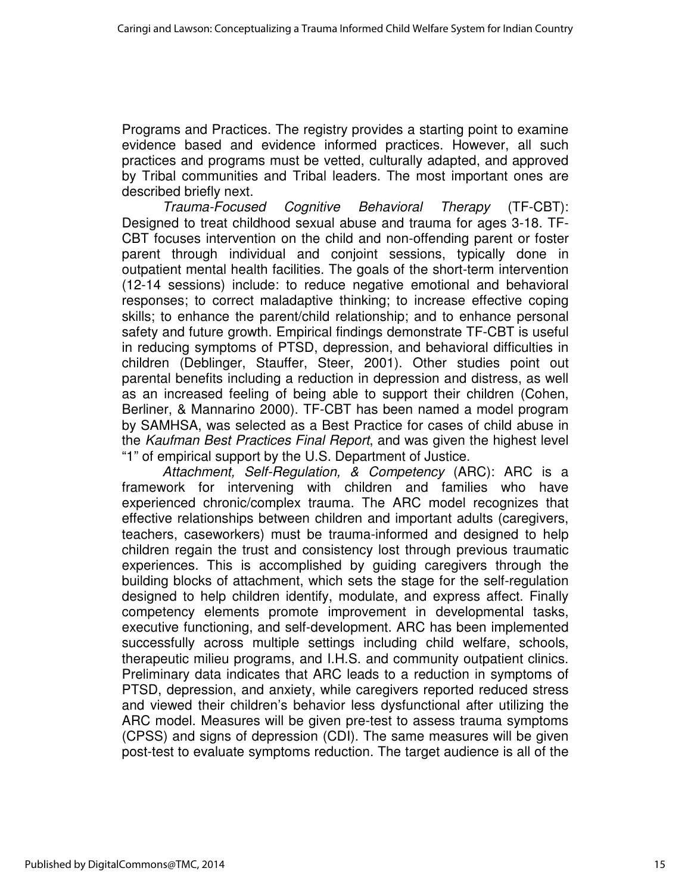Programs and Practices. The registry provides a starting point to examine evidence based and evidence informed practices. However, all such practices and programs must be vetted, culturally adapted, and approved by Tribal communities and Tribal leaders. The most important ones are described briefly next.

*Trauma-Focused Cognitive Behavioral Therapy* (TF-CBT): Designed to treat childhood sexual abuse and trauma for ages 3-18. TF-CBT focuses intervention on the child and non-offending parent or foster parent through individual and conjoint sessions, typically done in outpatient mental health facilities. The goals of the short-term intervention (12-14 sessions) include: to reduce negative emotional and behavioral responses; to correct maladaptive thinking; to increase effective coping skills; to enhance the parent/child relationship; and to enhance personal safety and future growth. Empirical findings demonstrate TF-CBT is useful in reducing symptoms of PTSD, depression, and behavioral difficulties in children (Deblinger, Stauffer, Steer, 2001). Other studies point out parental benefits including a reduction in depression and distress, as well as an increased feeling of being able to support their children (Cohen, Berliner, & Mannarino 2000). TF-CBT has been named a model program by SAMHSA, was selected as a Best Practice for cases of child abuse in the *Kaufman Best Practices Final Report*, and was given the highest level "1" of empirical support by the U.S. Department of Justice.

*Attachment, Self-Regulation, & Competency* (ARC): ARC is a framework for intervening with children and families who have experienced chronic/complex trauma. The ARC model recognizes that effective relationships between children and important adults (caregivers, teachers, caseworkers) must be trauma-informed and designed to help children regain the trust and consistency lost through previous traumatic experiences. This is accomplished by guiding caregivers through the building blocks of attachment, which sets the stage for the self-regulation designed to help children identify, modulate, and express affect. Finally competency elements promote improvement in developmental tasks, executive functioning, and self-development. ARC has been implemented successfully across multiple settings including child welfare, schools, therapeutic milieu programs, and I.H.S. and community outpatient clinics. Preliminary data indicates that ARC leads to a reduction in symptoms of PTSD, depression, and anxiety, while caregivers reported reduced stress and viewed their children's behavior less dysfunctional after utilizing the ARC model. Measures will be given pre-test to assess trauma symptoms (CPSS) and signs of depression (CDI). The same measures will be given post-test to evaluate symptoms reduction. The target audience is all of the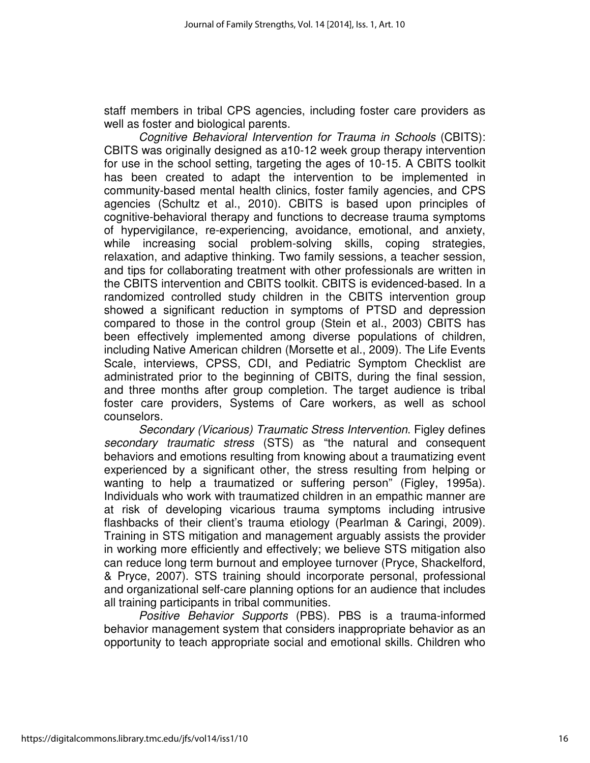staff members in tribal CPS agencies, including foster care providers as well as foster and biological parents.

*Cognitive Behavioral Intervention for Trauma in Schools* (CBITS): CBITS was originally designed as a10-12 week group therapy intervention for use in the school setting, targeting the ages of 10-15. A CBITS toolkit has been created to adapt the intervention to be implemented in community-based mental health clinics, foster family agencies, and CPS agencies (Schultz et al., 2010). CBITS is based upon principles of cognitive-behavioral therapy and functions to decrease trauma symptoms of hypervigilance, re-experiencing, avoidance, emotional, and anxiety, while increasing social problem-solving skills, coping strategies, relaxation, and adaptive thinking. Two family sessions, a teacher session, and tips for collaborating treatment with other professionals are written in the CBITS intervention and CBITS toolkit. CBITS is evidenced-based. In a randomized controlled study children in the CBITS intervention group showed a significant reduction in symptoms of PTSD and depression compared to those in the control group (Stein et al., 2003) CBITS has been effectively implemented among diverse populations of children, including Native American children (Morsette et al., 2009). The Life Events Scale, interviews, CPSS, CDI, and Pediatric Symptom Checklist are administrated prior to the beginning of CBITS, during the final session, and three months after group completion. The target audience is tribal foster care providers, Systems of Care workers, as well as school counselors.

*Secondary (Vicarious) Traumatic Stress Intervention*. Figley defines *secondary traumatic stress* (STS) as "the natural and consequent behaviors and emotions resulting from knowing about a traumatizing event experienced by a significant other, the stress resulting from helping or wanting to help a traumatized or suffering person" (Figley, 1995a). Individuals who work with traumatized children in an empathic manner are at risk of developing vicarious trauma symptoms including intrusive flashbacks of their client's trauma etiology (Pearlman & Caringi, 2009). Training in STS mitigation and management arguably assists the provider in working more efficiently and effectively; we believe STS mitigation also can reduce long term burnout and employee turnover (Pryce, Shackelford, & Pryce, 2007). STS training should incorporate personal, professional and organizational self-care planning options for an audience that includes all training participants in tribal communities.

*Positive Behavior Supports* (PBS). PBS is a trauma-informed behavior management system that considers inappropriate behavior as an opportunity to teach appropriate social and emotional skills. Children who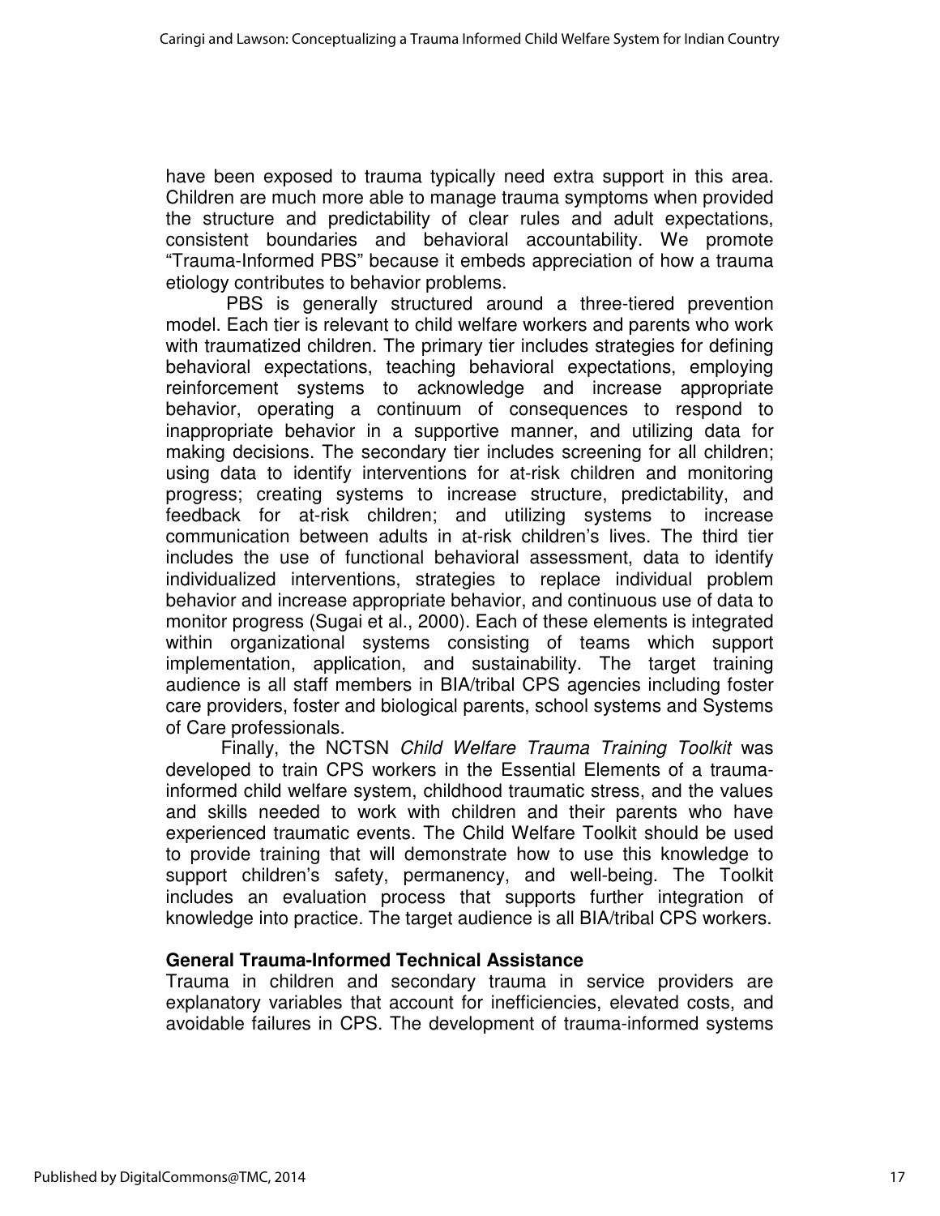have been exposed to trauma typically need extra support in this area. Children are much more able to manage trauma symptoms when provided the structure and predictability of clear rules and adult expectations, consistent boundaries and behavioral accountability. We promote "Trauma-Informed PBS" because it embeds appreciation of how a trauma etiology contributes to behavior problems.

PBS is generally structured around a three-tiered prevention model. Each tier is relevant to child welfare workers and parents who work with traumatized children. The primary tier includes strategies for defining behavioral expectations, teaching behavioral expectations, employing reinforcement systems to acknowledge and increase appropriate behavior, operating a continuum of consequences to respond to inappropriate behavior in a supportive manner, and utilizing data for making decisions. The secondary tier includes screening for all children; using data to identify interventions for at-risk children and monitoring progress; creating systems to increase structure, predictability, and feedback for at-risk children; and utilizing systems to increase communication between adults in at-risk children's lives. The third tier includes the use of functional behavioral assessment, data to identify individualized interventions, strategies to replace individual problem behavior and increase appropriate behavior, and continuous use of data to monitor progress (Sugai et al., 2000). Each of these elements is integrated within organizational systems consisting of teams which support implementation, application, and sustainability. The target training audience is all staff members in BIA/tribal CPS agencies including foster care providers, foster and biological parents, school systems and Systems of Care professionals.

Finally, the NCTSN *Child Welfare Trauma Training Toolkit* was developed to train CPS workers in the Essential Elements of a trauma-informed child welfare system, childhood traumatic stress, and the values and skills needed to work with children and their parents who have experienced traumatic events. The Child Welfare Toolkit should be used to provide training that will demonstrate how to use this knowledge to support children's safety, permanency, and well-being. The Toolkit includes an evaluation process that supports further integration of knowledge into practice. The target audience is all BIA/tribal CPS workers.

**General Trauma-Informed Technical Assistance**

Trauma in children and secondary trauma in service providers are explanatory variables that account for inefficiencies, elevated costs, and avoidable failures in CPS. The development of trauma-informed systems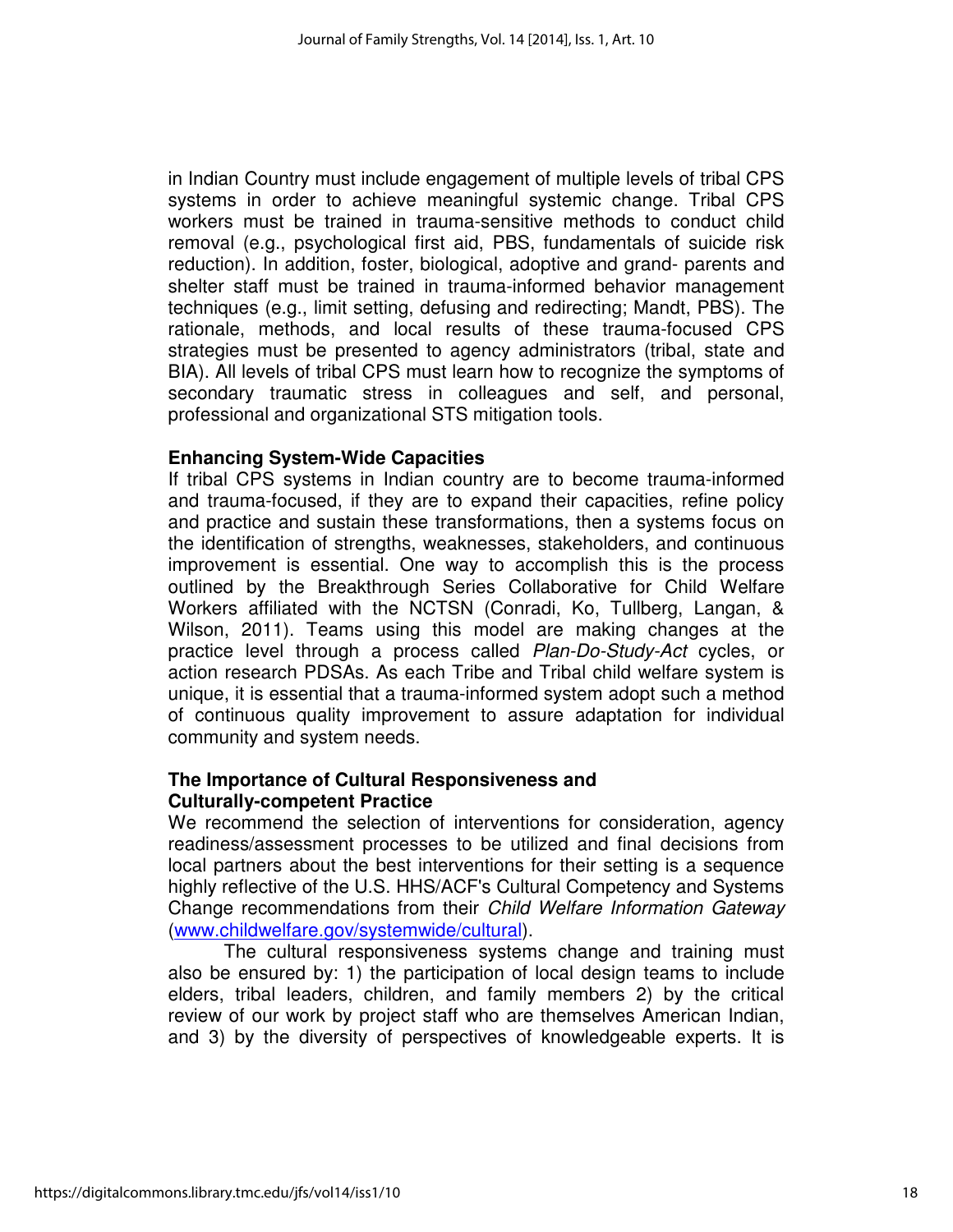in Indian Country must include engagement of multiple levels of tribal CPS systems in order to achieve meaningful systemic change. Tribal CPS workers must be trained in trauma-sensitive methods to conduct child removal (e.g., psychological first aid, PBS, fundamentals of suicide risk reduction). In addition, foster, biological, adoptive and grand- parents and shelter staff must be trained in trauma-informed behavior management techniques (e.g., limit setting, defusing and redirecting; Mandt, PBS). The rationale, methods, and local results of these trauma-focused CPS strategies must be presented to agency administrators (tribal, state and BIA). All levels of tribal CPS must learn how to recognize the symptoms of secondary traumatic stress in colleagues and self, and personal, professional and organizational STS mitigation tools.

**Enhancing System-Wide Capacities**

If tribal CPS systems in Indian country are to become trauma-informed and trauma-focused, if they are to expand their capacities, refine policy and practice and sustain these transformations, then a systems focus on the identification of strengths, weaknesses, stakeholders, and continuous improvement is essential. One way to accomplish this is the process outlined by the Breakthrough Series Collaborative for Child Welfare Workers affiliated with the NCTSN (Conradi, Ko, Tullberg, Langan, & Wilson, 2011). Teams using this model are making changes at the practice level through a process called *Plan-Do-Study-Act* cycles, or action research PDSAs. As each Tribe and Tribal child welfare system is unique, it is essential that a trauma-informed system adopt such a method of continuous quality improvement to assure adaptation for individual community and system needs.

**The Importance of Cultural Responsiveness and Culturally-competent Practice**

We recommend the selection of interventions for consideration, agency readiness/assessment processes to be utilized and final decisions from local partners about the best interventions for their setting is a sequence highly reflective of the U.S. HHS/ACF's Cultural Competency and Systems Change recommendations from their *Child Welfare Information Gateway* (www.childwelfare.gov/systemwide/cultural).

The cultural responsiveness systems change and training must also be ensured by: 1) the participation of local design teams to include elders, tribal leaders, children, and family members 2) by the critical review of our work by project staff who are themselves American Indian, and 3) by the diversity of perspectives of knowledgeable experts. It is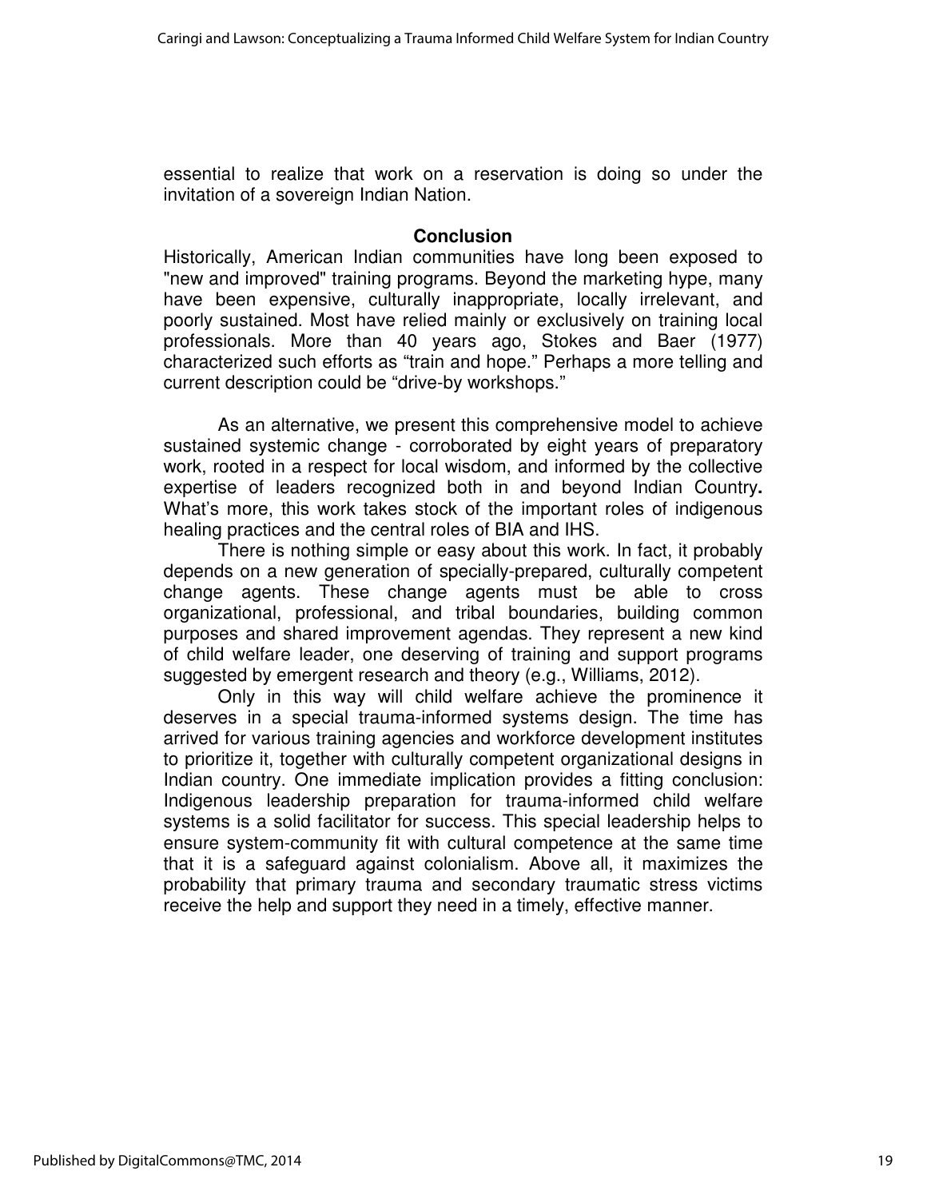essential to realize that work on a reservation is doing so under the invitation of a sovereign Indian Nation.

## Conclusion

Historically, American Indian communities have long been exposed to "new and improved" training programs. Beyond the marketing hype, many have been expensive, culturally inappropriate, locally irrelevant, and poorly sustained. Most have relied mainly or exclusively on training local professionals. More than 40 years ago, Stokes and Baer (1977) characterized such efforts as "train and hope." Perhaps a more telling and current description could be "drive-by workshops."

As an alternative, we present this comprehensive model to achieve sustained systemic change - corroborated by eight years of preparatory work, rooted in a respect for local wisdom, and informed by the collective expertise of leaders recognized both in and beyond Indian Country**.** What's more, this work takes stock of the important roles of indigenous healing practices and the central roles of BIA and IHS.

There is nothing simple or easy about this work. In fact, it probably depends on a new generation of specially-prepared, culturally competent change agents. These change agents must be able to cross organizational, professional, and tribal boundaries, building common purposes and shared improvement agendas. They represent a new kind of child welfare leader, one deserving of training and support programs suggested by emergent research and theory (e.g., Williams, 2012).

Only in this way will child welfare achieve the prominence it deserves in a special trauma-informed systems design. The time has arrived for various training agencies and workforce development institutes to prioritize it, together with culturally competent organizational designs in Indian country. One immediate implication provides a fitting conclusion: Indigenous leadership preparation for trauma-informed child welfare systems is a solid facilitator for success. This special leadership helps to ensure system-community fit with cultural competence at the same time that it is a safeguard against colonialism. Above all, it maximizes the probability that primary trauma and secondary traumatic stress victims receive the help and support they need in a timely, effective manner.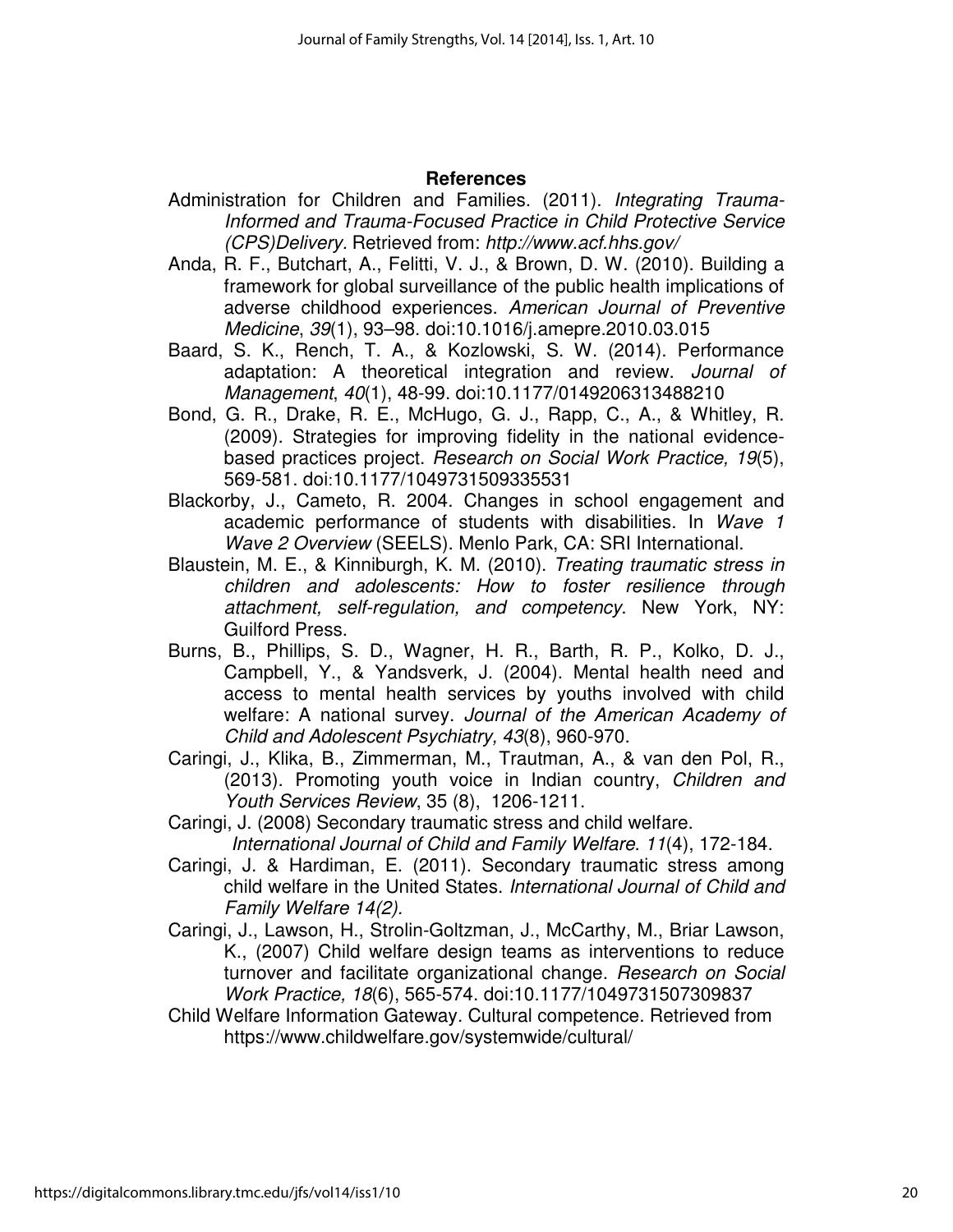## References

Administration for Children and Families. (2011). *Integrating Trauma-Informed and Trauma-Focused Practice in Child Protective Service (CPS)Delivery.* Retrieved from: *http://www.acf.hhs.gov/*

Anda, R. F., Butchart, A., Felitti, V. J., & Brown, D. W. (2010). Building a framework for global surveillance of the public health implications of adverse childhood experiences. *American Journal of Preventive Medicine*, *39*(1), 93–98. doi:10.1016/j.amepre.2010.03.015

Baard, S. K., Rench, T. A., & Kozlowski, S. W. (2014). Performance adaptation: A theoretical integration and review. *Journal of Management*, *40*(1), 48-99. doi:10.1177/0149206313488210

Bond, G. R., Drake, R. E., McHugo, G. J., Rapp, C., A., & Whitley, R. (2009). Strategies for improving fidelity in the national evidence-based practices project. *Research on Social Work Practice, 19*(5), 569-581. doi:10.1177/1049731509335531

Blackorby, J., Cameto, R. 2004. Changes in school engagement and academic performance of students with disabilities. In *Wave 1 Wave 2 Overview* (SEELS). Menlo Park, CA: SRI International.

Blaustein, M. E., & Kinniburgh, K. M. (2010). *Treating traumatic stress in children and adolescents: How to foster resilience through attachment, self-regulation, and competency*. New York, NY: Guilford Press.

Burns, B., Phillips, S. D., Wagner, H. R., Barth, R. P., Kolko, D. J., Campbell, Y., & Yandsverk, J. (2004). Mental health need and access to mental health services by youths involved with child welfare: A national survey. *Journal of the American Academy of Child and Adolescent Psychiatry, 43*(8), 960-970.

Caringi, J., Klika, B., Zimmerman, M., Trautman, A., & van den Pol, R., (2013). Promoting youth voice in Indian country, *Children and Youth Services Review*, 35 (8), 1206-1211.

Caringi, J. (2008) Secondary traumatic stress and child welfare. *International Journal of Child and Family Welfare*. *11*(4), 172-184.

Caringi, J. & Hardiman, E. (2011). Secondary traumatic stress among child welfare in the United States. *International Journal of Child and Family Welfare 14(2).*

Caringi, J., Lawson, H., Strolin-Goltzman, J., McCarthy, M., Briar Lawson, K., (2007) Child welfare design teams as interventions to reduce turnover and facilitate organizational change. *Research on Social Work Practice, 18*(6), 565-574. doi:10.1177/1049731507309837

Child Welfare Information Gateway. Cultural competence. Retrieved from https://www.childwelfare.gov/systemwide/cultural/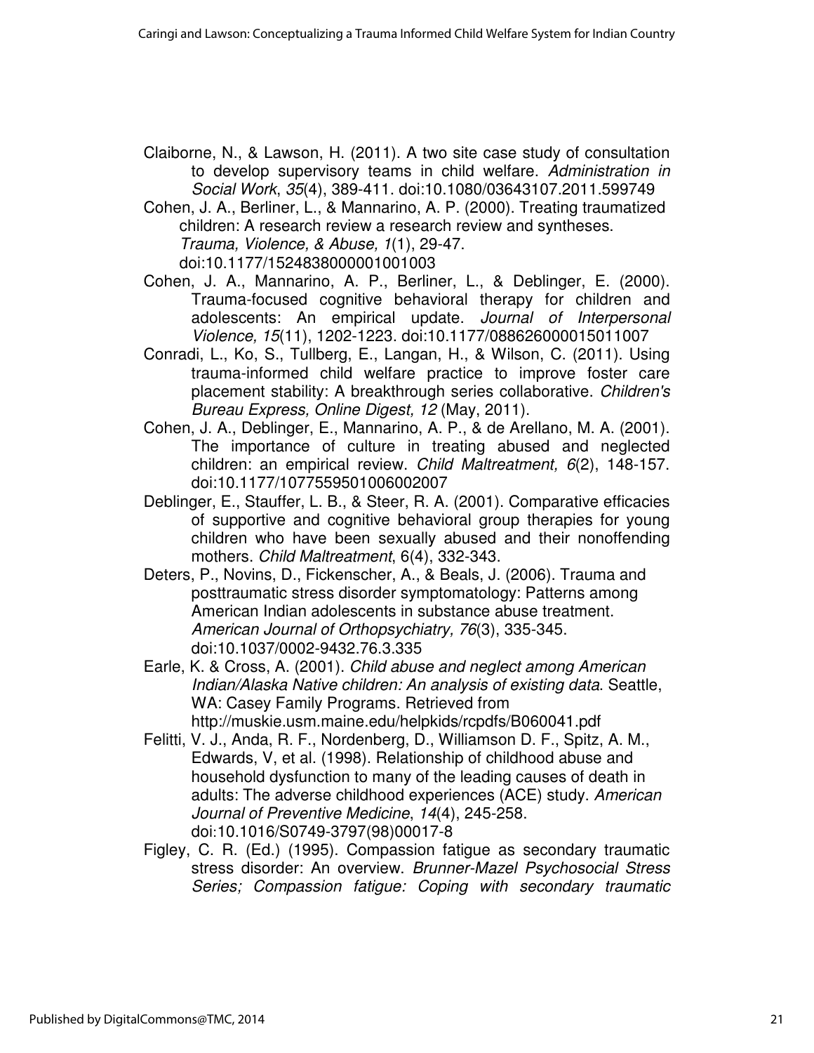Claiborne, N., & Lawson, H. (2011). A two site case study of consultation to develop supervisory teams in child welfare. *Administration in Social Work*, *35*(4), 389-411. doi:10.1080/03643107.2011.599749

Cohen, J. A., Berliner, L., & Mannarino, A. P. (2000). Treating traumatized children: A research review a research review and syntheses. *Trauma, Violence, & Abuse, 1*(1), 29-47. doi:10.1177/1524838000001001003

Cohen, J. A., Mannarino, A. P., Berliner, L., & Deblinger, E. (2000). Trauma-focused cognitive behavioral therapy for children and adolescents: An empirical update. *Journal of Interpersonal Violence, 15*(11), 1202-1223. doi:10.1177/088626000015011007

Conradi, L., Ko, S., Tullberg, E., Langan, H., & Wilson, C. (2011). Using trauma-informed child welfare practice to improve foster care placement stability: A breakthrough series collaborative. *Children's Bureau Express, Online Digest, 12* (May, 2011).

Cohen, J. A., Deblinger, E., Mannarino, A. P., & de Arellano, M. A. (2001). The importance of culture in treating abused and neglected children: an empirical review. *Child Maltreatment, 6*(2), 148-157. doi:10.1177/1077559501006002007

Deblinger, E., Stauffer, L. B., & Steer, R. A. (2001). Comparative efficacies of supportive and cognitive behavioral group therapies for young children who have been sexually abused and their nonoffending mothers. *Child Maltreatment*, 6(4), 332-343.

Deters, P., Novins, D., Fickenscher, A., & Beals, J. (2006). Trauma and posttraumatic stress disorder symptomatology: Patterns among American Indian adolescents in substance abuse treatment. *American Journal of Orthopsychiatry, 76*(3), 335-345. doi:10.1037/0002-9432.76.3.335

Earle, K. & Cross, A. (2001). *Child abuse and neglect among American Indian/Alaska Native children: An analysis of existing data*. Seattle, WA: Casey Family Programs. Retrieved from http://muskie.usm.maine.edu/helpkids/rcpdfs/B060041.pdf

Felitti, V. J., Anda, R. F., Nordenberg, D., Williamson D. F., Spitz, A. M., Edwards, V, et al. (1998). Relationship of childhood abuse and household dysfunction to many of the leading causes of death in adults: The adverse childhood experiences (ACE) study. *American Journal of Preventive Medicine*, *14*(4), 245-258. doi:10.1016/S0749-3797(98)00017-8

Figley, C. R. (Ed.) (1995). Compassion fatigue as secondary traumatic stress disorder: An overview. *Brunner-Mazel Psychosocial Stress Series; Compassion fatigue: Coping with secondary traumatic*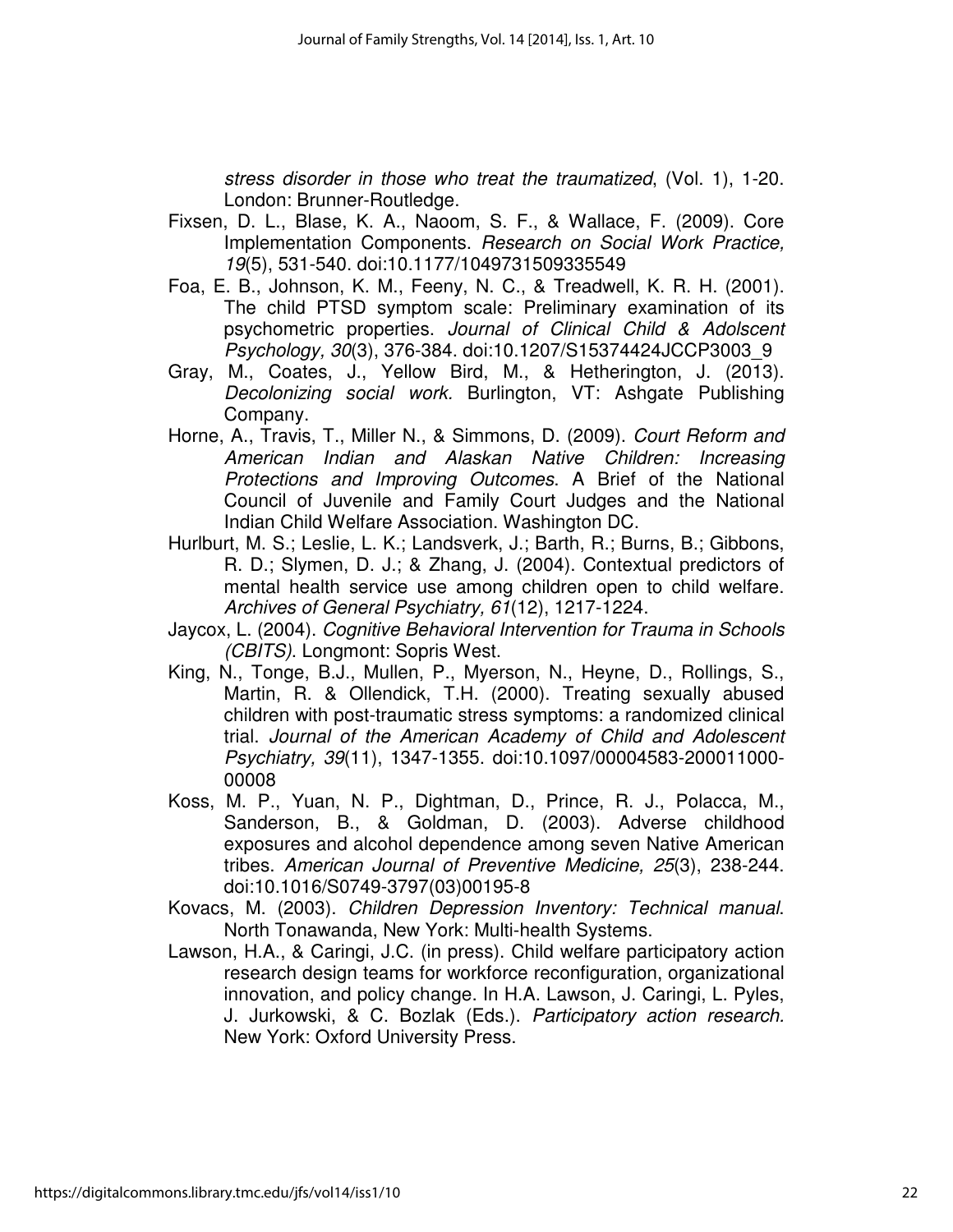*stress disorder in those who treat the traumatized*, (Vol. 1), 1-20. London: Brunner-Routledge.

Fixsen, D. L., Blase, K. A., Naoom, S. F., & Wallace, F. (2009). Core Implementation Components. *Research on Social Work Practice, 19*(5), 531-540. doi:10.1177/1049731509335549

Foa, E. B., Johnson, K. M., Feeny, N. C., & Treadwell, K. R. H. (2001). The child PTSD symptom scale: Preliminary examination of its psychometric properties. *Journal of Clinical Child & Adolscent Psychology, 30*(3), 376-384. doi:10.1207/S15374424JCCP3003_9

Gray, M., Coates, J., Yellow Bird, M., & Hetherington, J. (2013). *Decolonizing social work.* Burlington, VT: Ashgate Publishing Company.

Horne, A., Travis, T., Miller N., & Simmons, D. (2009). *Court Reform and American Indian and Alaskan Native Children: Increasing Protections and Improving Outcomes*. A Brief of the National Council of Juvenile and Family Court Judges and the National Indian Child Welfare Association. Washington DC.

Hurlburt, M. S.; Leslie, L. K.; Landsverk, J.; Barth, R.; Burns, B.; Gibbons, R. D.; Slymen, D. J.; & Zhang, J. (2004). Contextual predictors of mental health service use among children open to child welfare. *Archives of General Psychiatry, 61*(12), 1217-1224.

Jaycox, L. (2004). *Cognitive Behavioral Intervention for Trauma in Schools (CBITS)*. Longmont: Sopris West.

King, N., Tonge, B.J., Mullen, P., Myerson, N., Heyne, D., Rollings, S., Martin, R. & Ollendick, T.H. (2000). Treating sexually abused children with post-traumatic stress symptoms: a randomized clinical trial. *Journal of the American Academy of Child and Adolescent Psychiatry, 39*(11), 1347-1355. doi:10.1097/00004583-200011000-00008

Koss, M. P., Yuan, N. P., Dightman, D., Prince, R. J., Polacca, M., Sanderson, B., & Goldman, D. (2003). Adverse childhood exposures and alcohol dependence among seven Native American tribes. *American Journal of Preventive Medicine, 25*(3), 238-244. doi:10.1016/S0749-3797(03)00195-8

Kovacs, M. (2003). *Children Depression Inventory: Technical manual*. North Tonawanda, New York: Multi-health Systems.

Lawson, H.A., & Caringi, J.C. (in press). Child welfare participatory action research design teams for workforce reconfiguration, organizational innovation, and policy change. In H.A. Lawson, J. Caringi, L. Pyles, J. Jurkowski, & C. Bozlak (Eds.). *Participatory action research.* New York: Oxford University Press.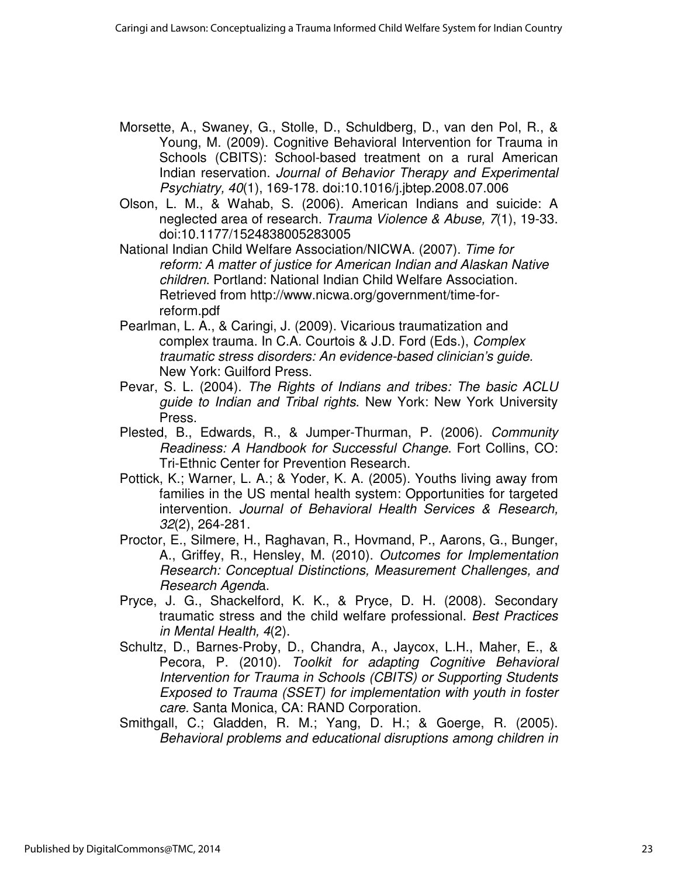Morsette, A., Swaney, G., Stolle, D., Schuldberg, D., van den Pol, R., & Young, M. (2009). Cognitive Behavioral Intervention for Trauma in Schools (CBITS): School-based treatment on a rural American Indian reservation. *Journal of Behavior Therapy and Experimental Psychiatry, 40*(1), 169-178. doi:10.1016/j.jbtep.2008.07.006

Olson, L. M., & Wahab, S. (2006). American Indians and suicide: A neglected area of research. *Trauma Violence & Abuse, 7*(1), 19-33. doi:10.1177/1524838005283005

National Indian Child Welfare Association/NICWA. (2007). *Time for reform: A matter of justice for American Indian and Alaskan Native children*. Portland: National Indian Child Welfare Association. Retrieved from http://www.nicwa.org/government/time-for-reform.pdf

Pearlman, L. A., & Caringi, J. (2009). Vicarious traumatization and complex trauma. In C.A. Courtois & J.D. Ford (Eds.), *Complex traumatic stress disorders: An evidence-based clinician's guide.* New York: Guilford Press.

Pevar, S. L. (2004). *The Rights of Indians and tribes: The basic ACLU guide to Indian and Tribal rights*. New York: New York University Press.

Plested, B., Edwards, R., & Jumper-Thurman, P. (2006). *Community Readiness: A Handbook for Successful Change*. Fort Collins, CO: Tri-Ethnic Center for Prevention Research.

Pottick, K.; Warner, L. A.; & Yoder, K. A. (2005). Youths living away from families in the US mental health system: Opportunities for targeted intervention. *Journal of Behavioral Health Services & Research, 32*(2), 264-281.

Proctor, E., Silmere, H., Raghavan, R., Hovmand, P., Aarons, G., Bunger, A., Griffey, R., Hensley, M. (2010). *Outcomes for Implementation Research: Conceptual Distinctions, Measurement Challenges, and Research Agend*a.

Pryce, J. G., Shackelford, K. K., & Pryce, D. H. (2008). Secondary traumatic stress and the child welfare professional. *Best Practices in Mental Health, 4*(2).

Schultz, D., Barnes-Proby, D., Chandra, A., Jaycox, L.H., Maher, E., & Pecora, P. (2010). *Toolkit for adapting Cognitive Behavioral Intervention for Trauma in Schools (CBITS) or Supporting Students Exposed to Trauma (SSET) for implementation with youth in foster care.* Santa Monica, CA: RAND Corporation.

Smithgall, C.; Gladden, R. M.; Yang, D. H.; & Goerge, R. (2005). *Behavioral problems and educational disruptions among children in*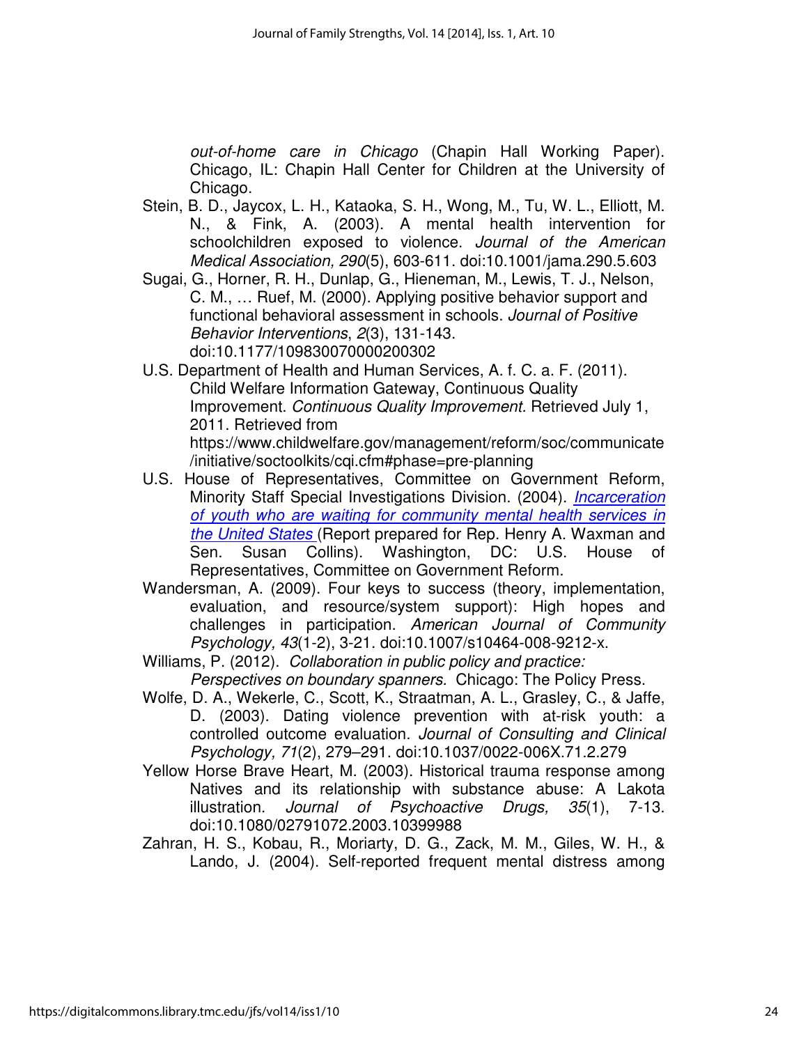*out-of-home care in Chicago* (Chapin Hall Working Paper). Chicago, IL: Chapin Hall Center for Children at the University of Chicago.

Stein, B. D., Jaycox, L. H., Kataoka, S. H., Wong, M., Tu, W. L., Elliott, M. N., & Fink, A. (2003). A mental health intervention for schoolchildren exposed to violence. *Journal of the American Medical Association, 290*(5), 603-611. doi:10.1001/jama.290.5.603

Sugai, G., Horner, R. H., Dunlap, G., Hieneman, M., Lewis, T. J., Nelson, C. M., … Ruef, M. (2000). Applying positive behavior support and functional behavioral assessment in schools. *Journal of Positive Behavior Interventions*, *2*(3), 131-143. doi:10.1177/109830070000200302

U.S. Department of Health and Human Services, A. f. C. a. F. (2011). Child Welfare Information Gateway, Continuous Quality Improvement. *Continuous Quality Improvement.* Retrieved July 1, 2011. Retrieved from https://www.childwelfare.gov/management/reform/soc/communicate/initiative/soctoolkits/cqi.cfm#phase=pre-planning

U.S. House of Representatives, Committee on Government Reform, Minority Staff Special Investigations Division. (2004). *Incarceration of youth who are waiting for community mental health services in the United States* (Report prepared for Rep. Henry A. Waxman and Sen. Susan Collins). Washington, DC: U.S. House of Representatives, Committee on Government Reform.

Wandersman, A. (2009). Four keys to success (theory, implementation, evaluation, and resource/system support): High hopes and challenges in participation. *American Journal of Community Psychology, 43*(1-2), 3-21. doi:10.1007/s10464-008-9212-x.

Williams, P. (2012). *Collaboration in public policy and practice: Perspectives on boundary spanners.* Chicago: The Policy Press.

Wolfe, D. A., Wekerle, C., Scott, K., Straatman, A. L., Grasley, C., & Jaffe, D. (2003). Dating violence prevention with at-risk youth: a controlled outcome evaluation. *Journal of Consulting and Clinical Psychology, 71*(2), 279–291. doi:10.1037/0022-006X.71.2.279

Yellow Horse Brave Heart, M. (2003). Historical trauma response among Natives and its relationship with substance abuse: A Lakota illustration. *Journal of Psychoactive Drugs, 35*(1), 7-13. doi:10.1080/02791072.2003.10399988

Zahran, H. S., Kobau, R., Moriarty, D. G., Zack, M. M., Giles, W. H., & Lando, J. (2004). Self-reported frequent mental distress among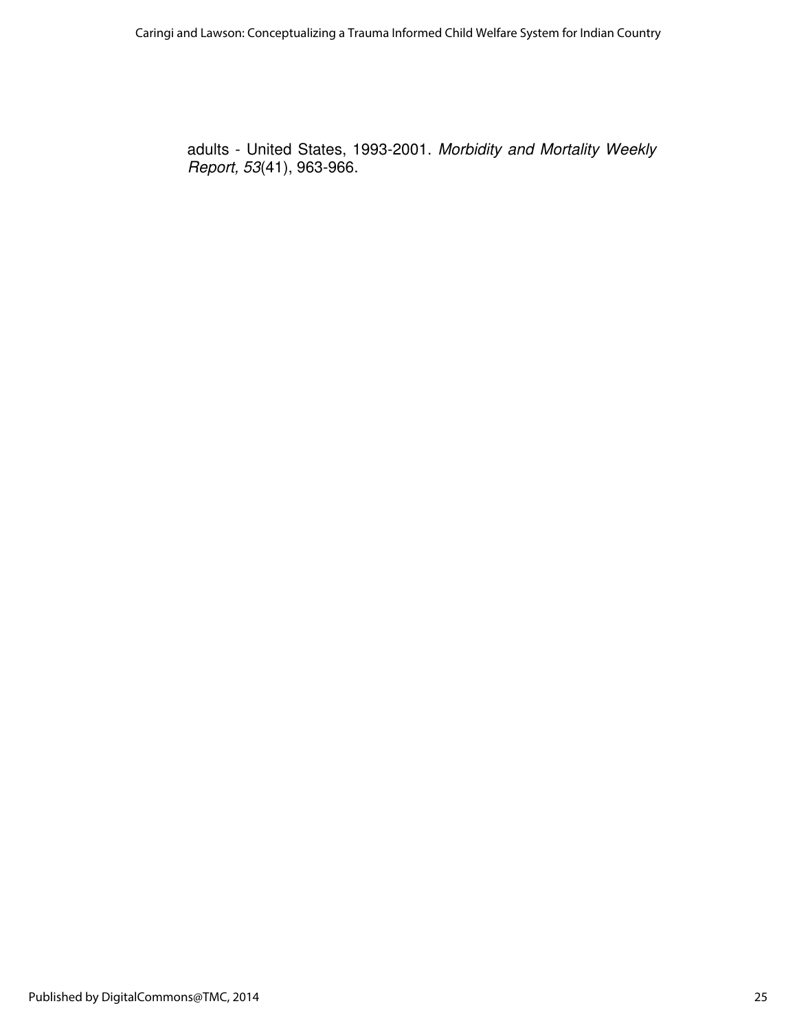adults - United States, 1993-2001. *Morbidity and Mortality Weekly Report, 53*(41), 963-966.